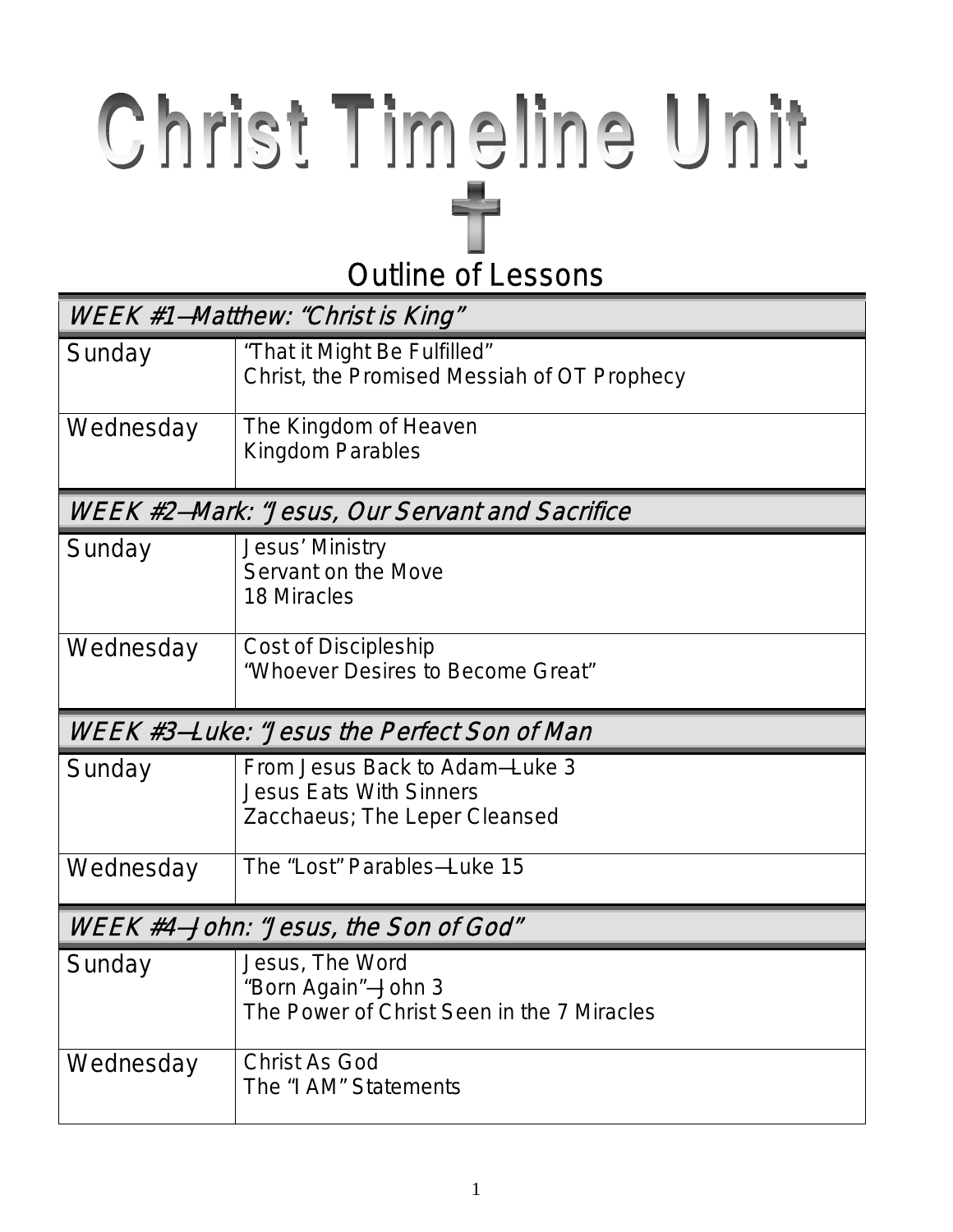# Christ Timeline Unit

## Outline of Lessons

| WEEK #1—Matthew: "Christ is King" | |
|---|---|
| Sunday | "That it Might Be Fulfilled"<br>Christ, the Promised Messiah of OT Prophecy |
| Wednesday | The Kingdom of Heaven<br>Kingdom Parables |
| **WEEK #2—Mark: "Jesus, Our Servant and Sacrifice** | |
| Sunday | Jesus' Ministry<br>Servant on the Move<br>18 Miracles |
| Wednesday | Cost of Discipleship<br>"Whoever Desires to Become Great" |
| **WEEK #3—Luke: "Jesus the Perfect Son of Man** | |
| Sunday | From Jesus Back to Adam—Luke 3<br>Jesus Eats With Sinners<br>Zacchaeus; The Leper Cleansed |
| Wednesday | The "Lost" Parables—Luke 15 |
| **WEEK #4—John: "Jesus, the Son of God"** | |
| Sunday | Jesus, The Word<br>"Born Again"—John 3<br>The Power of Christ Seen in the 7 Miracles |
| Wednesday | Christ As God<br>The "I AM" Statements |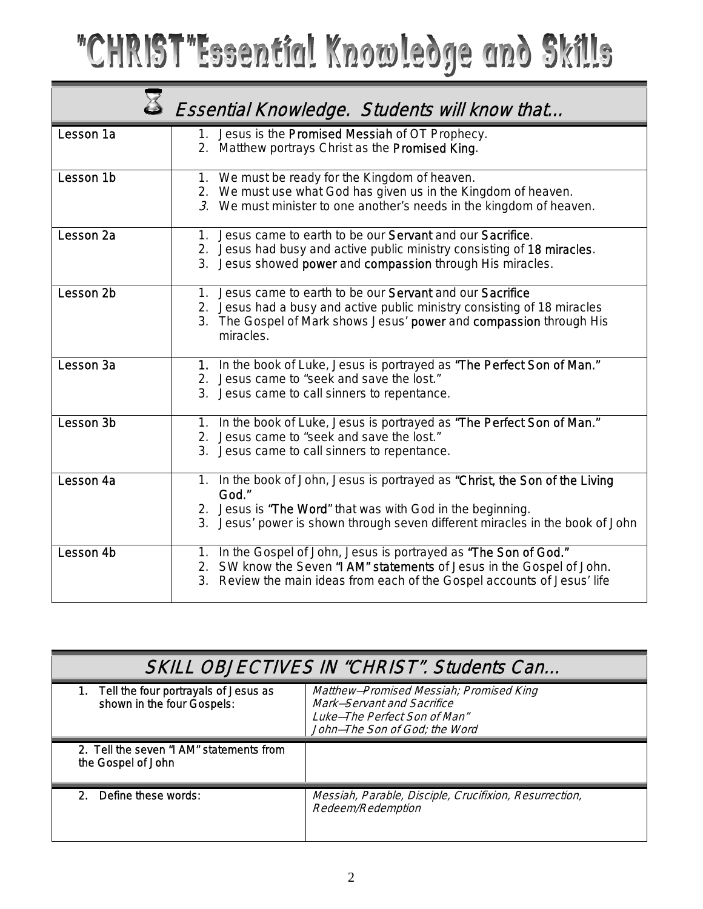# "CHRIST"Essential Knowledge and Skills

| Essential Knowledge. Students will know that... | |
|---|---|
| Lesson 1a | 1. Jesus is the **Promised Messiah** of OT Prophecy.<br>2. Matthew portrays Christ as the **Promised King**. |
| Lesson 1b | 1. We must be ready for the Kingdom of heaven.<br>2. We must use what God has given us in the Kingdom of heaven.<br>3. We must minister to one another's needs in the kingdom of heaven. |
| Lesson 2a | 1. Jesus came to earth to be our **Servant** and our **Sacrifice**.<br>2. Jesus had busy and active public ministry consisting of **18 miracles**.<br>3. Jesus showed **power** and **compassion** through His miracles. |
| Lesson 2b | 1. Jesus came to earth to be our **Servant** and our **Sacrifice**<br>2. Jesus had a busy and active public ministry consisting of 18 miracles<br>3. The Gospel of Mark shows Jesus' **power** and **compassion** through His miracles. |
| Lesson 3a | 1. In the book of Luke, Jesus is portrayed as **"The Perfect Son of Man."**<br>2. Jesus came to "seek and save the lost."<br>3. Jesus came to call sinners to repentance. |
| Lesson 3b | 1. In the book of Luke, Jesus is portrayed as **"The Perfect Son of Man."**<br>2. Jesus came to "seek and save the lost."<br>3. Jesus came to call sinners to repentance. |
| Lesson 4a | 1. In the book of John, Jesus is portrayed as **"Christ, the Son of the Living God."**<br>2. Jesus is **"The Word"** that was with God in the beginning.<br>3. Jesus' power is shown through seven different miracles in the book of John |
| Lesson 4b | 1. In the Gospel of John, Jesus is portrayed as **"The Son of God."**<br>2. SW know the Seven **"I AM" statements** of Jesus in the Gospel of John.<br>3. Review the main ideas from each of the Gospel accounts of Jesus' life |

| SKILL OBJECTIVES IN "CHRIST". Students Can... | |
|---|---|
| 1. Tell the four portrayals of Jesus as shown in the four Gospels: | *Matthew—Promised Messiah; Promised King*<br>*Mark—Servant and Sacrifice*<br>*Luke—The Perfect Son of Man"*<br>*John—The Son of God; the Word* |
| 2. Tell the seven "I AM" statements from the Gospel of John | |
| 2. Define these words: | *Messiah, Parable, Disciple, Crucifixion, Resurrection, Redeem/Redemption* |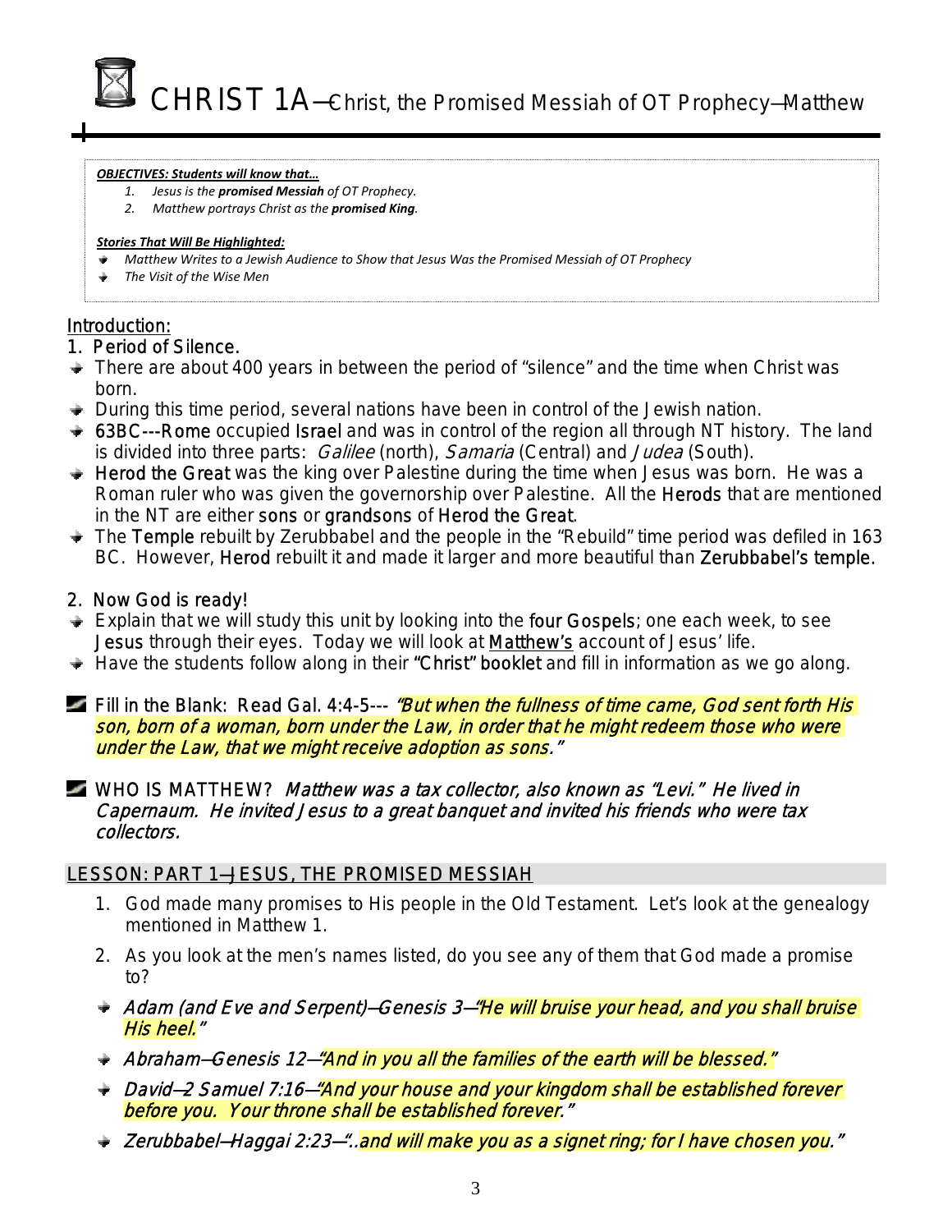# CHRIST 1A—Christ, the Promised Messiah of OT Prophecy—Matthew

***OBJECTIVES: Students will know that…***

1. *Jesus is the **promised Messiah** of OT Prophecy.*
2. *Matthew portrays Christ as the **promised King**.*

***Stories That Will Be Highlighted:***

- *Matthew Writes to a Jewish Audience to Show that Jesus Was the Promised Messiah of OT Prophecy*
- *The Visit of the Wise Men*

## Introduction:

### 1. Period of Silence.

- There are about 400 years in between the period of "silence" and the time when Christ was born.
- During this time period, several nations have been in control of the Jewish nation.
- 63BC---Rome occupied Israel and was in control of the region all through NT history. The land is divided into three parts: *Galilee* (north), *Samaria* (Central) and *Judea* (South).
- Herod the Great was the king over Palestine during the time when Jesus was born. He was a Roman ruler who was given the governorship over Palestine. All the Herods that are mentioned in the NT are either sons or grandsons of Herod the Great.
- The Temple rebuilt by Zerubbabel and the people in the "Rebuild" time period was defiled in 163 BC. However, Herod rebuilt it and made it larger and more beautiful than Zerubbabel's temple.

### 2. Now God is ready!

- Explain that we will study this unit by looking into the four Gospels; one each week, to see Jesus through their eyes. Today we will look at Matthew's account of Jesus' life.
- Have the students follow along in their "Christ" booklet and fill in information as we go along.

Fill in the Blank: Read Gal. 4:4-5--- *"But when the fullness of time came, God sent forth His son, born of a woman, born under the Law, in order that he might redeem those who were under the Law, that we might receive adoption as sons."*

WHO IS MATTHEW? *Matthew was a tax collector, also known as "Levi." He lived in Capernaum. He invited Jesus to a great banquet and invited his friends who were tax collectors.*

## LESSON: PART 1—JESUS, THE PROMISED MESSIAH

1. God made many promises to His people in the Old Testament. Let's look at the genealogy mentioned in Matthew 1.
2. As you look at the men's names listed, do you see any of them that God made a promise to?

- *Adam (and Eve and Serpent)—Genesis 3—"He will bruise your head, and you shall bruise His heel."*
- *Abraham—Genesis 12—"And in you all the families of the earth will be blessed."*
- *David—2 Samuel 7:16—"And your house and your kingdom shall be established forever before you. Your throne shall be established forever."*
- *Zerubbabel—Haggai 2:23—"..and will make you as a signet ring; for I have chosen you."*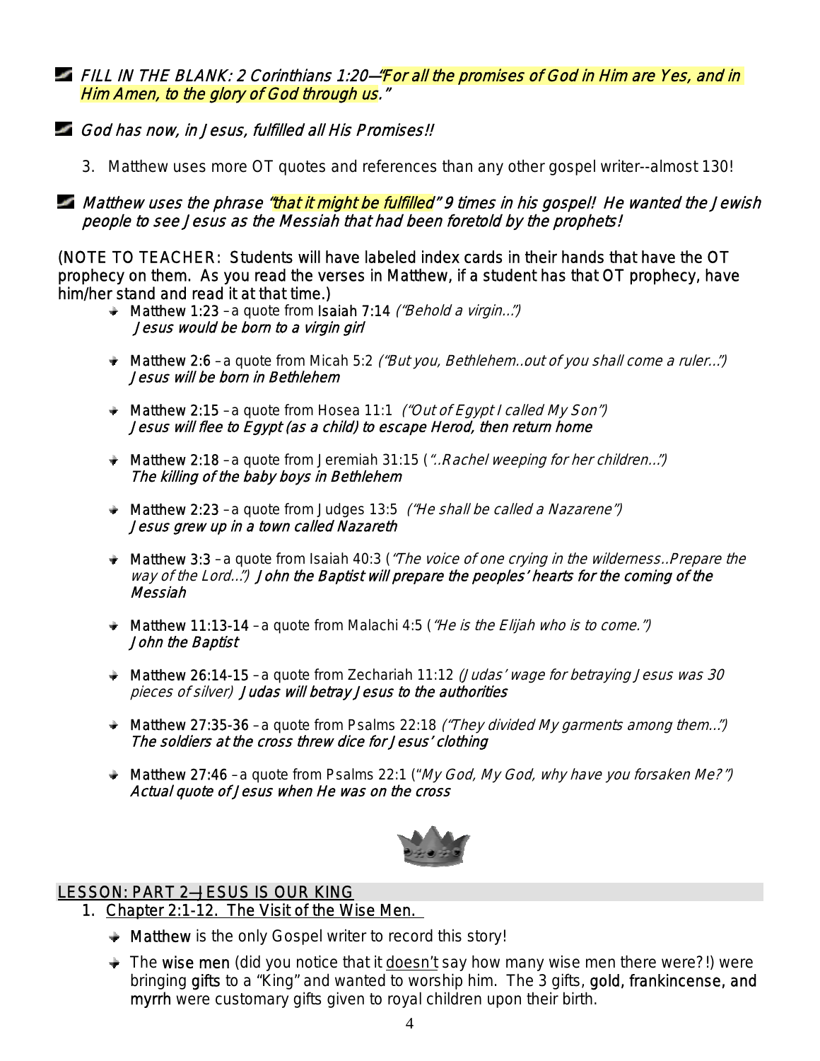- *FILL IN THE BLANK: 2 Corinthians 1:20—"For all the promises of God in Him are Yes, and in Him Amen, to the glory of God through us."*

- *God has now, in Jesus, fulfilled all His Promises!!*

3. Matthew uses more OT quotes and references than any other gospel writer--almost 130!

- *Matthew uses the phrase "that it might be fulfilled" 9 times in his gospel! He wanted the Jewish people to see Jesus as the Messiah that had been foretold by the prophets!*

(NOTE TO TEACHER: Students will have labeled index cards in their hands that have the OT prophecy on them. As you read the verses in Matthew, if a student has that OT prophecy, have him/her stand and read it at that time.)

- Matthew 1:23 –a quote from Isaiah 7:14 *("Behold a virgin…")*
  *Jesus would be born to a virgin girl*

- Matthew 2:6 –a quote from Micah 5:2 *("But you, Bethlehem..out of you shall come a ruler…")*
  *Jesus will be born in Bethlehem*

- Matthew 2:15 –a quote from Hosea 11:1 *("Out of Egypt I called My Son")*
  *Jesus will flee to Egypt (as a child) to escape Herod, then return home*

- Matthew 2:18 –a quote from Jeremiah 31:15 (*"..Rachel weeping for her children…"*)
  *The killing of the baby boys in Bethlehem*

- Matthew 2:23 –a quote from Judges 13:5 *("He shall be called a Nazarene")*
  *Jesus grew up in a town called Nazareth*

- Matthew 3:3 –a quote from Isaiah 40:3 (*"The voice of one crying in the wilderness..Prepare the way of the Lord…"*) *John the Baptist will prepare the peoples' hearts for the coming of the Messiah*

- Matthew 11:13-14 –a quote from Malachi 4:5 (*"He is the Elijah who is to come."*)
  *John the Baptist*

- Matthew 26:14-15 –a quote from Zechariah 11:12 *(Judas' wage for betraying Jesus was 30 pieces of silver)* *Judas will betray Jesus to the authorities*

- Matthew 27:35-36 –a quote from Psalms 22:18 *("They divided My garments among them…")*
  *The soldiers at the cross threw dice for Jesus' clothing*

- Matthew 27:46 –a quote from Psalms 22:1 (*"My God, My God, why have you forsaken Me?"*)
  *Actual quote of Jesus when He was on the cross*

## LESSON: PART 2—JESUS IS OUR KING

1. Chapter 2:1-12. The Visit of the Wise Men.

   - Matthew is the only Gospel writer to record this story!
   - The wise men (did you notice that it doesn't say how many wise men there were?!) were bringing gifts to a "King" and wanted to worship him. The 3 gifts, gold, frankincense, and myrrh were customary gifts given to royal children upon their birth.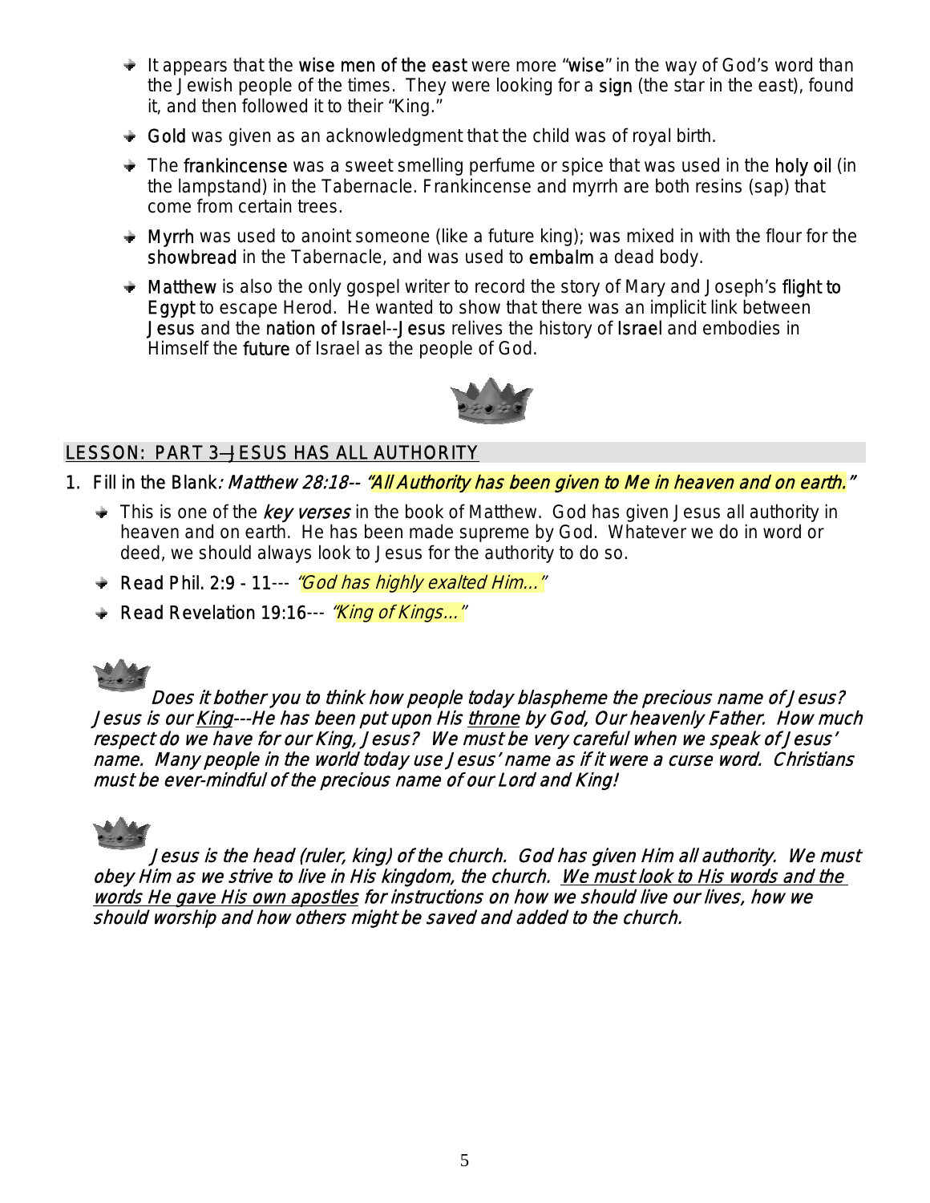- It appears that the wise men of the east were more "wise" in the way of God's word than the Jewish people of the times. They were looking for a sign (the star in the east), found it, and then followed it to their "King."
- Gold was given as an acknowledgment that the child was of royal birth.
- The frankincense was a sweet smelling perfume or spice that was used in the holy oil (in the lampstand) in the Tabernacle. Frankincense and myrrh are both resins (sap) that come from certain trees.
- Myrrh was used to anoint someone (like a future king); was mixed in with the flour for the showbread in the Tabernacle, and was used to embalm a dead body.
- Matthew is also the only gospel writer to record the story of Mary and Joseph's flight to Egypt to escape Herod. He wanted to show that there was an implicit link between Jesus and the nation of Israel--Jesus relives the history of Israel and embodies in Himself the future of Israel as the people of God.

## LESSON: PART 3—JESUS HAS ALL AUTHORITY

1. Fill in the Blank*: Matthew 28:18-- "All Authority has been given to Me in heaven and on earth."*
   - This is one of the *key verses* in the book of Matthew. God has given Jesus all authority in heaven and on earth. He has been made supreme by God. Whatever we do in word or deed, we should always look to Jesus for the authority to do so.
   - Read Phil. 2:9 - 11--- *"God has highly exalted Him..."*
   - Read Revelation 19:16--- *"King of Kings..."*

*Does it bother you to think how people today blaspheme the precious name of Jesus? Jesus is our King---He has been put upon His throne by God, Our heavenly Father. How much respect do we have for our King, Jesus? We must be very careful when we speak of Jesus' name. Many people in the world today use Jesus' name as if it were a curse word. Christians must be ever-mindful of the precious name of our Lord and King!*

*Jesus is the head (ruler, king) of the church. God has given Him all authority. We must obey Him as we strive to live in His kingdom, the church. We must look to His words and the words He gave His own apostles for instructions on how we should live our lives, how we should worship and how others might be saved and added to the church.*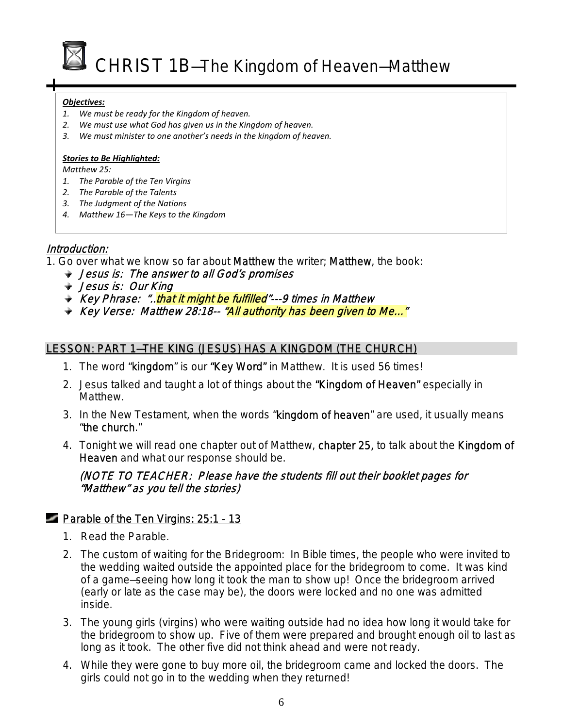# CHRIST 1B—The Kingdom of Heaven—Matthew

***Objectives:***

1. *We must be ready for the Kingdom of heaven.*
2. *We must use what God has given us in the Kingdom of heaven.*
3. *We must minister to one another's needs in the kingdom of heaven.*

***Stories to Be Highlighted:***

*Matthew 25:*

1. *The Parable of the Ten Virgins*
2. *The Parable of the Talents*
3. *The Judgment of the Nations*
4. *Matthew 16—The Keys to the Kingdom*

## *Introduction:*

1. Go over what we know so far about Matthew the writer; Matthew, the book:
   - *Jesus is: The answer to all God's promises*
   - *Jesus is: Our King*
   - *Key Phrase: "..that it might be fulfilled"---9 times in Matthew*
   - *Key Verse: Matthew 28:18-- "All authority has been given to Me..."*

## LESSON: PART 1—THE KING (JESUS) HAS A KINGDOM (THE CHURCH)

1. The word "kingdom" is our "Key Word" in Matthew. It is used 56 times!
2. Jesus talked and taught a lot of things about the "Kingdom of Heaven" especially in Matthew.
3. In the New Testament, when the words "kingdom of heaven" are used, it usually means "the church."
4. Tonight we will read one chapter out of Matthew, chapter 25, to talk about the Kingdom of Heaven and what our response should be.

   *(NOTE TO TEACHER: Please have the students fill out their booklet pages for "Matthew" as you tell the stories)*

### Parable of the Ten Virgins: 25:1 - 13

1. Read the Parable.
2. The custom of waiting for the Bridegroom: In Bible times, the people who were invited to the wedding waited outside the appointed place for the bridegroom to come. It was kind of a game—seeing how long it took the man to show up! Once the bridegroom arrived (early or late as the case may be), the doors were locked and no one was admitted inside.
3. The young girls (virgins) who were waiting outside had no idea how long it would take for the bridegroom to show up. Five of them were prepared and brought enough oil to last as long as it took. The other five did not think ahead and were not ready.
4. While they were gone to buy more oil, the bridegroom came and locked the doors. The girls could not go in to the wedding when they returned!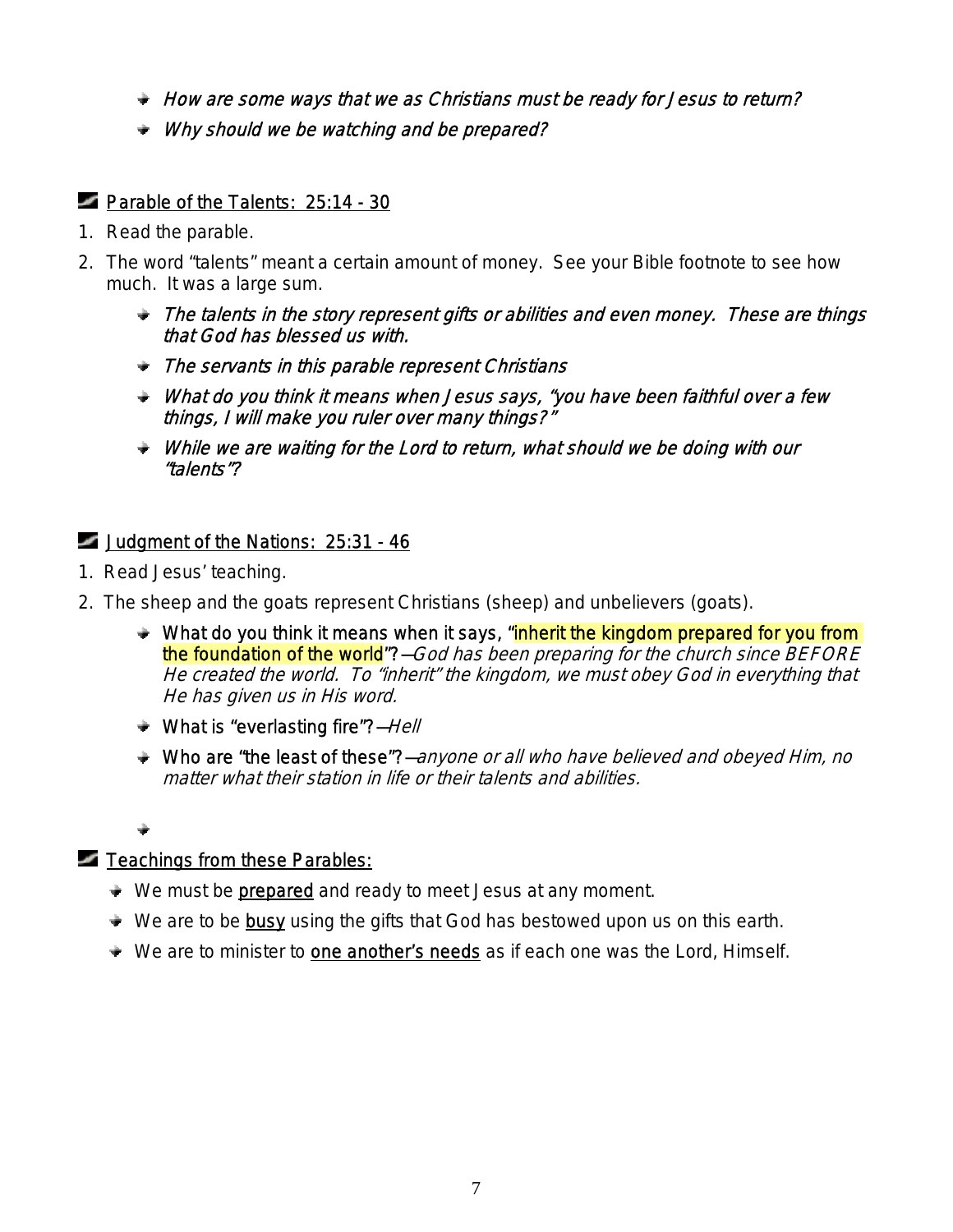- *How are some ways that we as Christians must be ready for Jesus to return?*
- *Why should we be watching and be prepared?*

## Parable of the Talents: 25:14 - 30

1. Read the parable.
2. The word "talents" meant a certain amount of money. See your Bible footnote to see how much. It was a large sum.
   - *The talents in the story represent gifts or abilities and even money. These are things that God has blessed us with.*
   - *The servants in this parable represent Christians*
   - *What do you think it means when Jesus says, "you have been faithful over a few things, I will make you ruler over many things?"*
   - *While we are waiting for the Lord to return, what should we be doing with our "talents"?*

## Judgment of the Nations: 25:31 - 46

1. Read Jesus' teaching.
2. The sheep and the goats represent Christians (sheep) and unbelievers (goats).
   - What do you think it means when it says, "inherit the kingdom prepared for you from the foundation of the world"?—*God has been preparing for the church since BEFORE He created the world. To "inherit" the kingdom, we must obey God in everything that He has given us in His word.*
   - What is "everlasting fire"?—*Hell*
   - Who are "the least of these"?—*anyone or all who have believed and obeyed Him, no matter what their station in life or their talents and abilities.*

## Teachings from these Parables:

- We must be prepared and ready to meet Jesus at any moment.
- We are to be busy using the gifts that God has bestowed upon us on this earth.
- We are to minister to one another's needs as if each one was the Lord, Himself.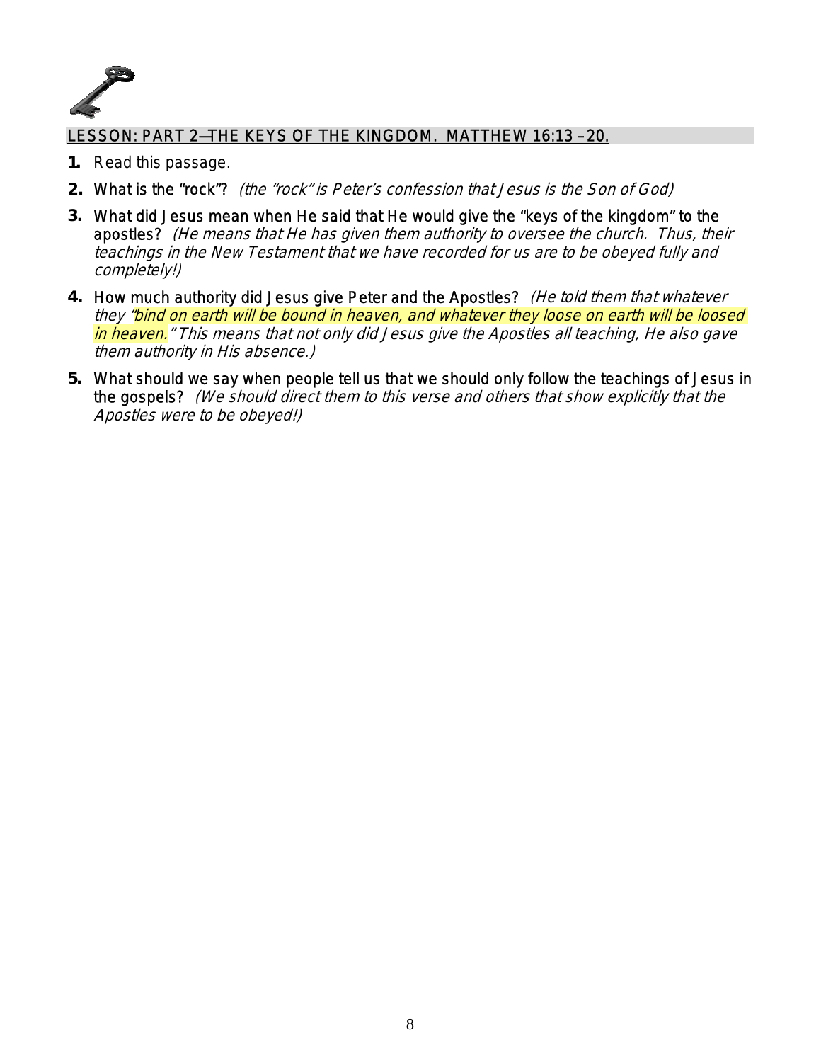## LESSON: PART 2—THE KEYS OF THE KINGDOM. MATTHEW 16:13 –20.

1. Read this passage.
2. What is the "rock"? *(the "rock" is Peter's confession that Jesus is the Son of God)*
3. What did Jesus mean when He said that He would give the "keys of the kingdom" to the apostles? *(He means that He has given them authority to oversee the church. Thus, their teachings in the New Testament that we have recorded for us are to be obeyed fully and completely!)*
4. How much authority did Jesus give Peter and the Apostles? *(He told them that whatever they "bind on earth will be bound in heaven, and whatever they loose on earth will be loosed in heaven." This means that not only did Jesus give the Apostles all teaching, He also gave them authority in His absence.)*
5. What should we say when people tell us that we should only follow the teachings of Jesus in the gospels? *(We should direct them to this verse and others that show explicitly that the Apostles were to be obeyed!)*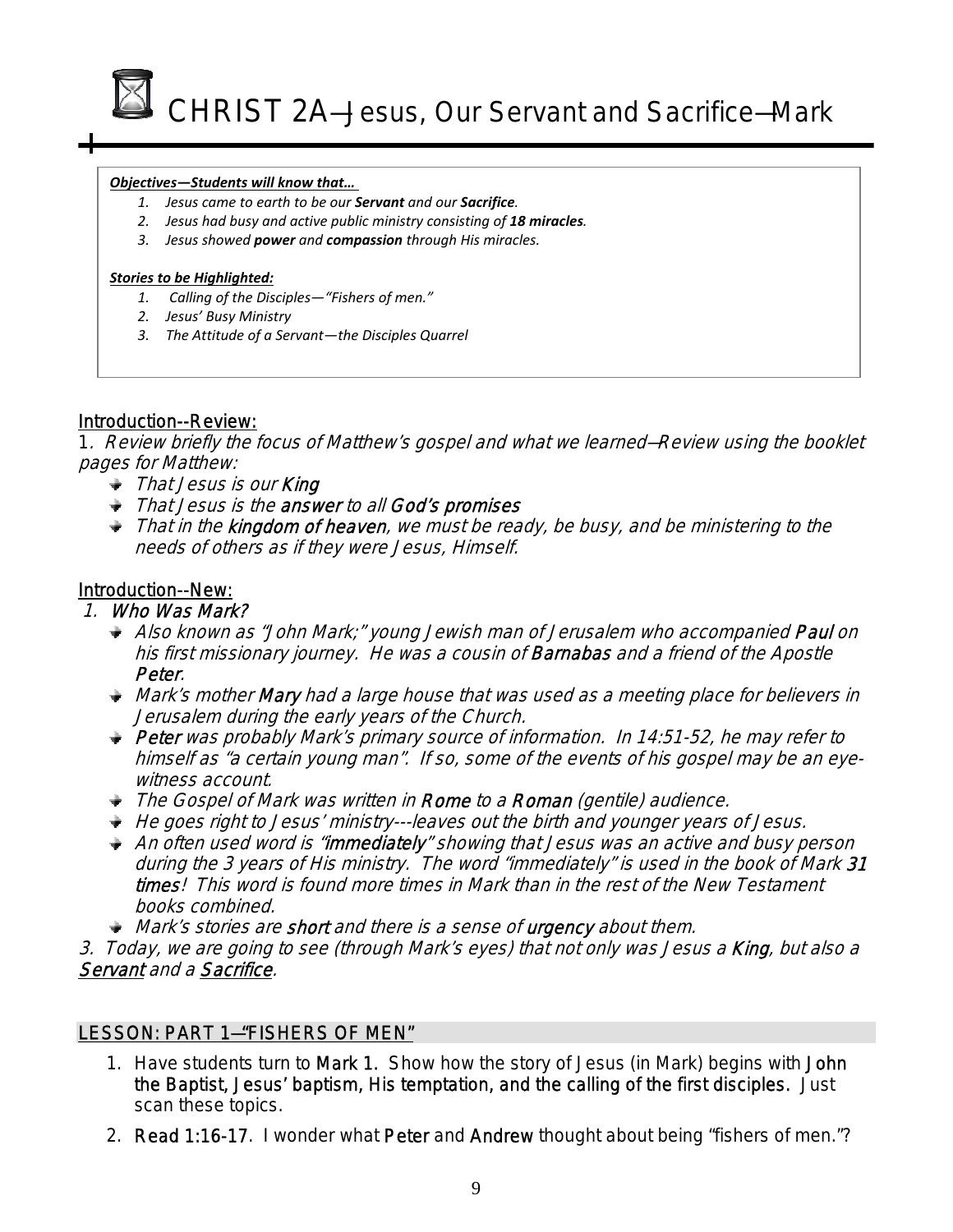# CHRIST 2A—Jesus, Our Servant and Sacrifice—Mark

***Objectives—Students will know that…***

1. *Jesus came to earth to be our **Servant** and our **Sacrifice**.*
2. *Jesus had busy and active public ministry consisting of **18 miracles**.*
3. *Jesus showed **power** and **compassion** through His miracles.*

***Stories to be Highlighted:***

1. *Calling of the Disciples—"Fishers of men."*
2. *Jesus' Busy Ministry*
3. *The Attitude of a Servant—the Disciples Quarrel*

## Introduction--Review:

1. *Review briefly the focus of Matthew's gospel and what we learned—Review using the booklet pages for Matthew:*

- *That Jesus is our **King***
- *That Jesus is the **answer** to all **God's promises***
- *That in the **kingdom of heaven**, we must be ready, be busy, and be ministering to the needs of others as if they were Jesus, Himself.*

## Introduction--New:

1. ***Who Was Mark?***

- *Also known as "John Mark;" young Jewish man of Jerusalem who accompanied **Paul** on his first missionary journey. He was a cousin of **Barnabas** and a friend of the Apostle **Peter**.*
- *Mark's mother **Mary** had a large house that was used as a meeting place for believers in Jerusalem during the early years of the Church.*
- ***Peter** was probably Mark's primary source of information. In 14:51-52, he may refer to himself as "a certain young man". If so, some of the events of his gospel may be an eye-witness account.*
- *The Gospel of Mark was written in **Rome** to a **Roman** (gentile) audience.*
- *He goes right to Jesus' ministry---leaves out the birth and younger years of Jesus.*
- *An often used word is "**immediately**" showing that Jesus was an active and busy person during the 3 years of His ministry. The word "immediately" is used in the book of Mark **31 times**! This word is found more times in Mark than in the rest of the New Testament books combined.*
- *Mark's stories are **short** and there is a sense of **urgency** about them.*

3. *Today, we are going to see (through Mark's eyes) that not only was Jesus a **King**, but also a **Servant** and a **Sacrifice**.*

## LESSON: PART 1—"FISHERS OF MEN"

1. Have students turn to **Mark 1.** Show how the story of Jesus (in Mark) begins with **John the Baptist, Jesus' baptism, His temptation, and the calling of the first disciples.** Just scan these topics.
2. **Read 1:16-17**. I wonder what **Peter** and **Andrew** thought about being "fishers of men."?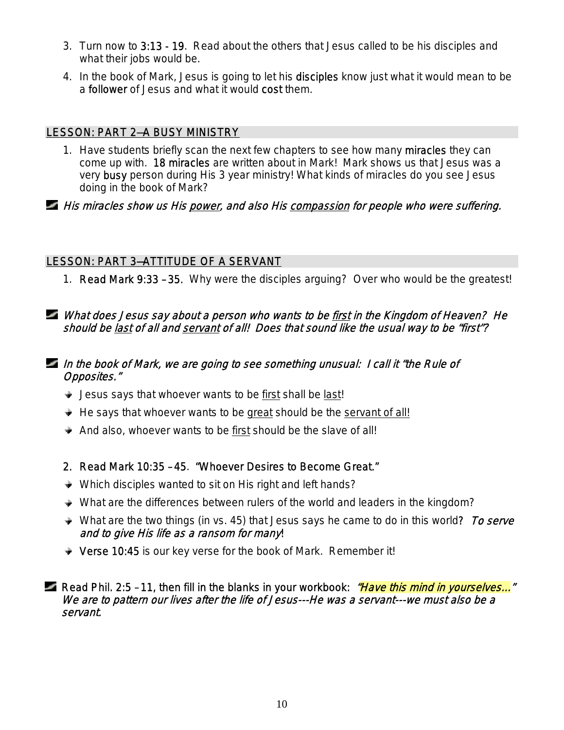3. Turn now to **3:13 - 19**. Read about the others that Jesus called to be his disciples and what their jobs would be.
4. In the book of Mark, Jesus is going to let his **disciples** know just what it would mean to be a **follower** of Jesus and what it would **cost** them.

## LESSON: PART 2—A BUSY MINISTRY

1. Have students briefly scan the next few chapters to see how many **miracles** they can come up with. **18 miracles** are written about in Mark! Mark shows us that Jesus was a very **busy** person during His 3 year ministry! What kinds of miracles do you see Jesus doing in the book of Mark?

*His miracles show us His <u>power</u>, and also His <u>compassion</u> for people who were suffering.*

## LESSON: PART 3—ATTITUDE OF A SERVANT

1. **Read Mark 9:33 – 35.** Why were the disciples arguing? Over who would be the greatest!

*What does Jesus say about a person who wants to be <u>first</u> in the Kingdom of Heaven? He should be <u>last</u> of all and <u>servant</u> of all! Does that sound like the usual way to be "first"?*

*In the book of Mark, we are going to see something unusual: I call it "the Rule of Opposites."*

- Jesus says that whoever wants to be <u>first</u> shall be <u>last</u>!
- He says that whoever wants to be <u>great</u> should be the <u>servant of all!</u>
- And also, whoever wants to be <u>first</u> should be the slave of all!

2. **Read Mark 10:35 – 45. "Whoever Desires to Become Great."**

- Which disciples wanted to sit on His right and left hands?
- What are the differences between rulers of the world and leaders in the kingdom?
- What are the two things (in vs. 45) that Jesus says he came to do in this world? *To serve and to give His life as a ransom for many*!
- **Verse 10:45** is our key verse for the book of Mark. Remember it!

**Read Phil. 2:5 – 11, then fill in the blanks in your workbook:** *"Have this mind in yourselves…" We are to pattern our lives after the life of Jesus---He was a servant---we must also be a servant.*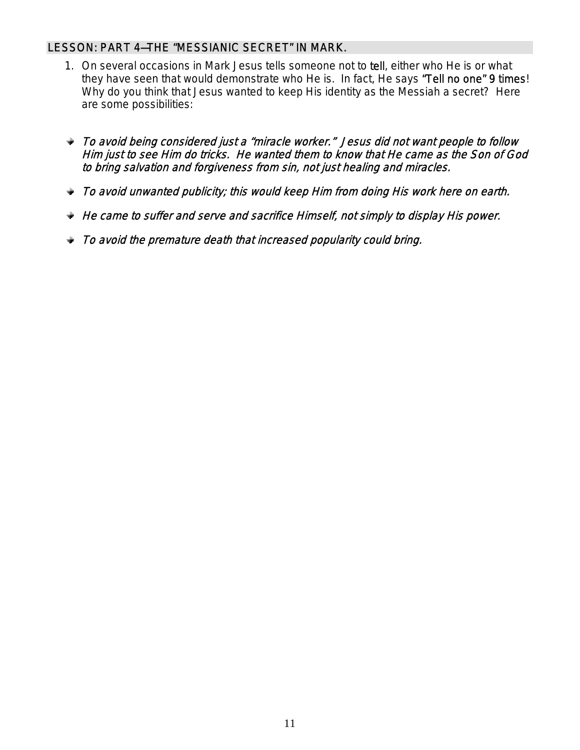## LESSON: PART 4—THE "MESSIANIC SECRET" IN MARK.

1. On several occasions in Mark Jesus tells someone not to tell, either who He is or what they have seen that would demonstrate who He is. In fact, He says "Tell no one" 9 times! Why do you think that Jesus wanted to keep His identity as the Messiah a secret? Here are some possibilities:

- *To avoid being considered just a "miracle worker." Jesus did not want people to follow Him just to see Him do tricks. He wanted them to know that He came as the Son of God to bring salvation and forgiveness from sin, not just healing and miracles.*
- *To avoid unwanted publicity; this would keep Him from doing His work here on earth.*
- *He came to suffer and serve and sacrifice Himself, not simply to display His power.*
- *To avoid the premature death that increased popularity could bring.*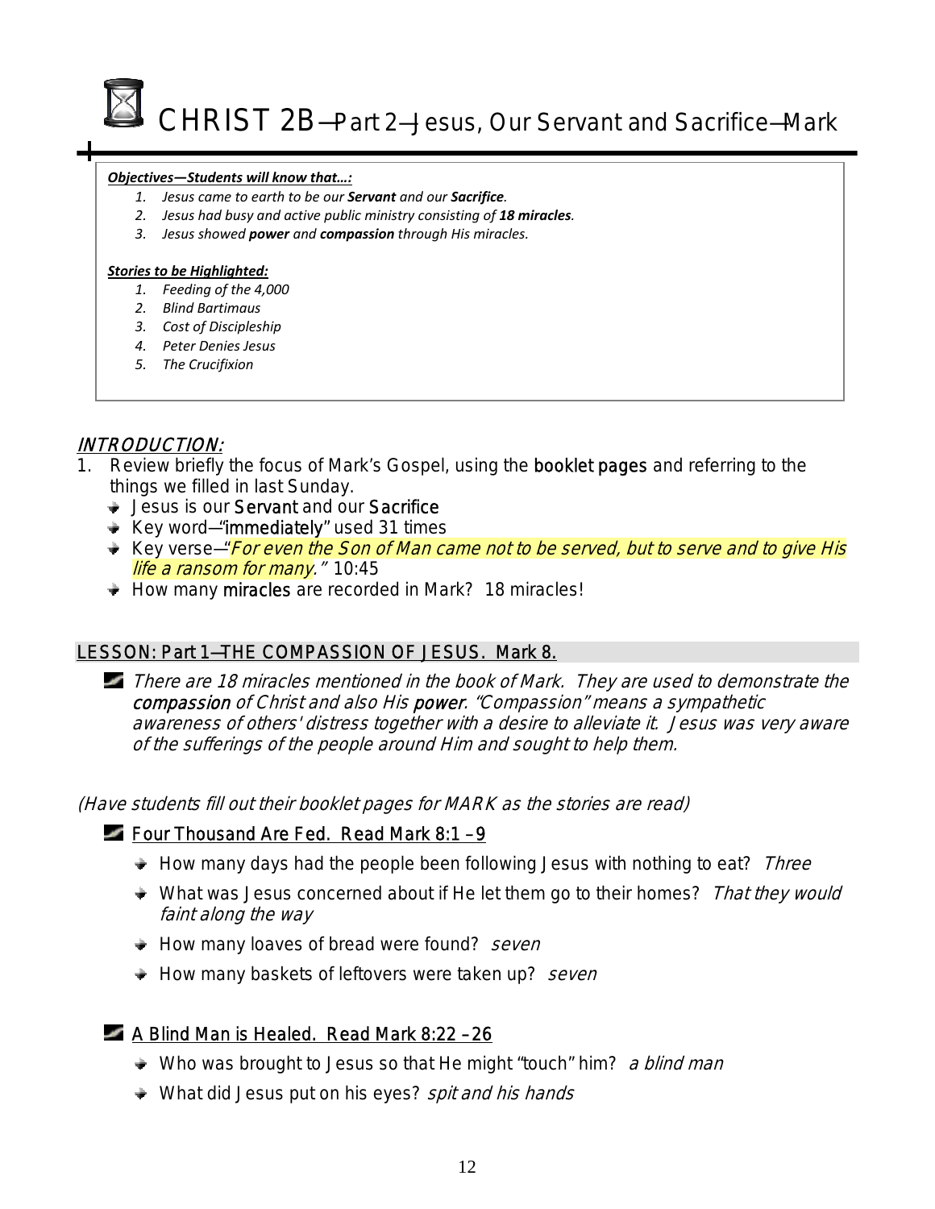# CHRIST 2B—Part 2—Jesus, Our Servant and Sacrifice—Mark

***Objectives—Students will know that…:***

1. *Jesus came to earth to be our **Servant** and our **Sacrifice**.*
2. *Jesus had busy and active public ministry consisting of **18 miracles**.*
3. *Jesus showed **power** and **compassion** through His miracles.*

***Stories to be Highlighted:***

1. *Feeding of the 4,000*
2. *Blind Bartimaus*
3. *Cost of Discipleship*
4. *Peter Denies Jesus*
5. *The Crucifixion*

## INTRODUCTION:

1. Review briefly the focus of Mark's Gospel, using the booklet pages and referring to the things we filled in last Sunday.
   - Jesus is our Servant and our Sacrifice
   - Key word—"immediately" used 31 times
   - Key verse—"*For even the Son of Man came not to be served, but to serve and to give His life a ransom for many.*" 10:45
   - How many miracles are recorded in Mark? 18 miracles!

## LESSON: Part 1—THE COMPASSION OF JESUS. Mark 8.

*There are 18 miracles mentioned in the book of Mark. They are used to demonstrate the compassion of Christ and also His power. "Compassion" means a sympathetic awareness of others' distress together with a desire to alleviate it. Jesus was very aware of the sufferings of the people around Him and sought to help them.*

*(Have students fill out their booklet pages for MARK as the stories are read)*

### Four Thousand Are Fed. Read Mark 8:1 –9

- How many days had the people been following Jesus with nothing to eat? *Three*
- What was Jesus concerned about if He let them go to their homes? *That they would faint along the way*
- How many loaves of bread were found? *seven*
- How many baskets of leftovers were taken up? *seven*

### A Blind Man is Healed. Read Mark 8:22 –26

- Who was brought to Jesus so that He might "touch" him? *a blind man*
- What did Jesus put on his eyes? *spit and his hands*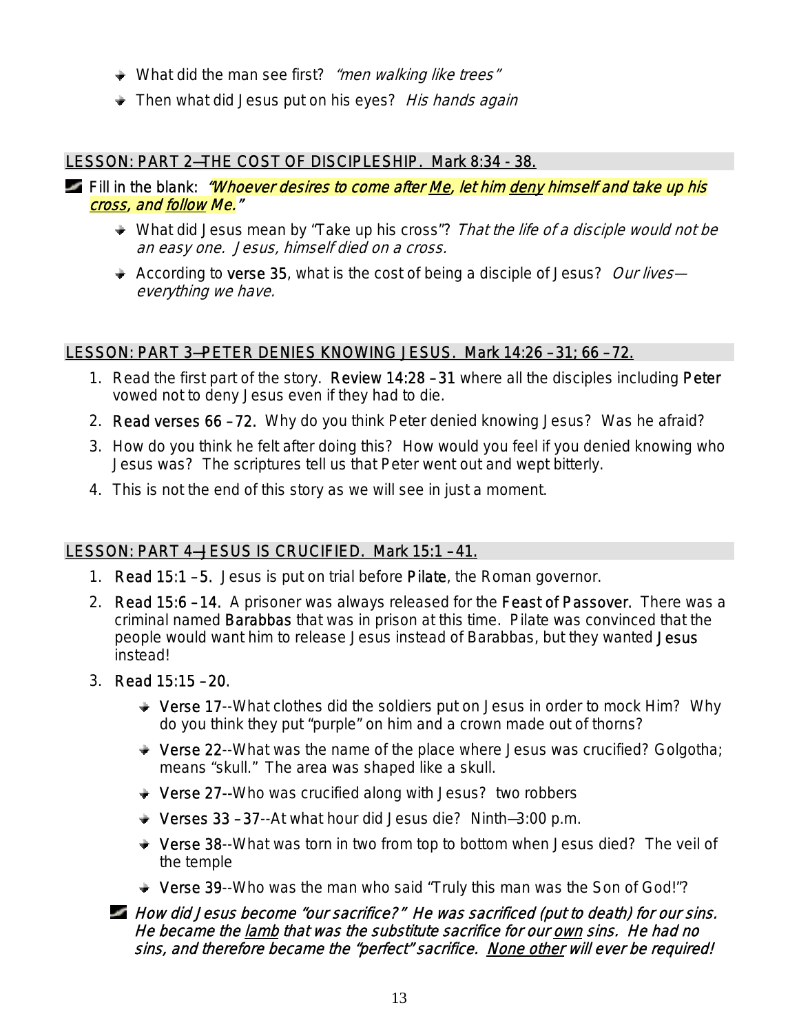- What did the man see first? *"men walking like trees"*
- Then what did Jesus put on his eyes? *His hands again*

## LESSON: PART 2—THE COST OF DISCIPLESHIP. Mark 8:34 - 38.

Fill in the blank: *"Whoever desires to come after Me, let him deny himself and take up his cross, and follow Me."*

- What did Jesus mean by "Take up his cross"? *That the life of a disciple would not be an easy one. Jesus, himself died on a cross.*
- According to **verse 35**, what is the cost of being a disciple of Jesus? *Our lives—everything we have.*

## LESSON: PART 3—PETER DENIES KNOWING JESUS. Mark 14:26 –31; 66 –72.

1. Read the first part of the story. **Review 14:28 –31** where all the disciples including **Peter** vowed not to deny Jesus even if they had to die.
2. **Read verses 66 –72.** Why do you think Peter denied knowing Jesus? Was he afraid?
3. How do you think he felt after doing this? How would you feel if you denied knowing who Jesus was? The scriptures tell us that Peter went out and wept bitterly.
4. This is not the end of this story as we will see in just a moment.

## LESSON: PART 4—JESUS IS CRUCIFIED. Mark 15:1 –41.

1. **Read 15:1 –5.** Jesus is put on trial before **Pilate**, the Roman governor.
2. **Read 15:6 –14.** A prisoner was always released for the **Feast of Passover.** There was a criminal named **Barabbas** that was in prison at this time. Pilate was convinced that the people would want him to release Jesus instead of Barabbas, but they wanted **Jesus** instead!
3. **Read 15:15 –20.**
   - **Verse 17**--What clothes did the soldiers put on Jesus in order to mock Him? Why do you think they put "purple" on him and a crown made out of thorns?
   - **Verse 22**--What was the name of the place where Jesus was crucified? Golgotha; means "skull." The area was shaped like a skull.
   - **Verse 27**--Who was crucified along with Jesus? two robbers
   - **Verses 33 –37**--At what hour did Jesus die? Ninth—3:00 p.m.
   - **Verse 38**--What was torn in two from top to bottom when Jesus died? The veil of the temple
   - **Verse 39**--Who was the man who said "Truly this man was the Son of God!"?

*How did Jesus become "our sacrifice?" He was sacrificed (put to death) for our sins. He became the lamb that was the substitute sacrifice for our own sins. He had no sins, and therefore became the "perfect" sacrifice. None other will ever be required!*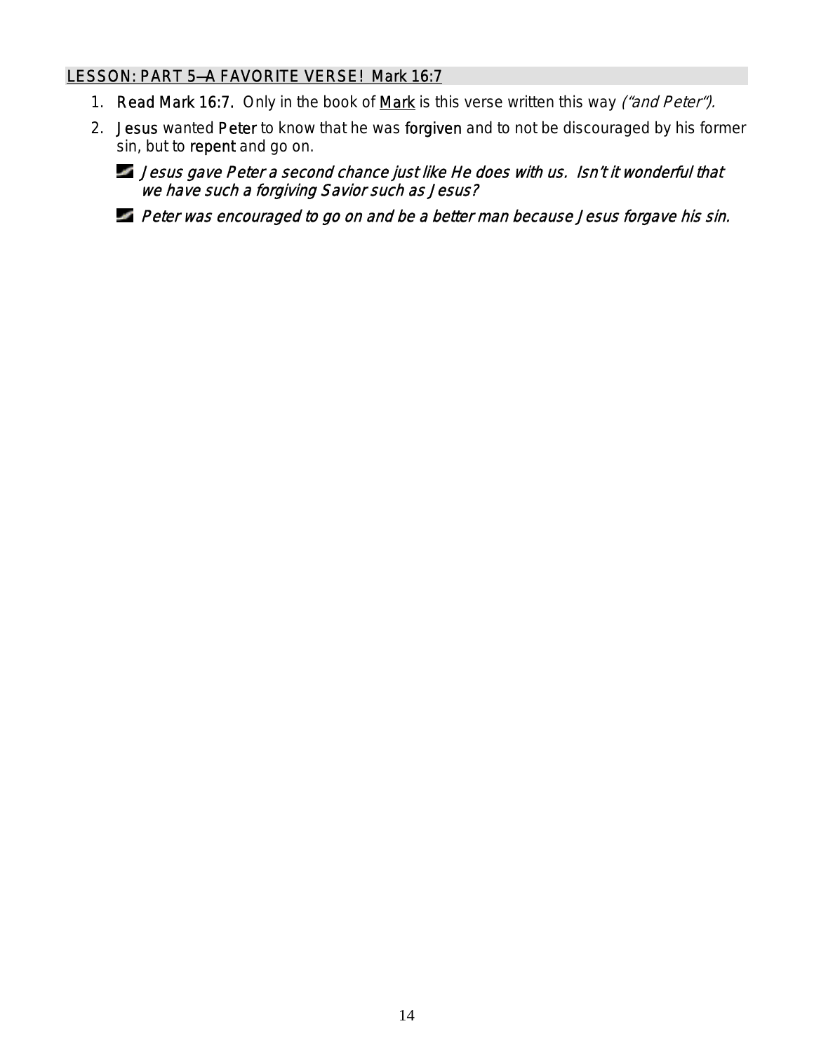## LESSON: PART 5—A FAVORITE VERSE! Mark 16:7

1. **Read Mark 16:7.** Only in the book of <u>Mark</u> is this verse written this way *("and Peter")*.
2. **Jesus** wanted **Peter** to know that he was **forgiven** and to not be discouraged by his former sin, but to **repent** and go on.
   - *Jesus gave Peter a second chance just like He does with us. Isn't it wonderful that we have such a forgiving Savior such as Jesus?*
   - *Peter was encouraged to go on and be a better man because Jesus forgave his sin.*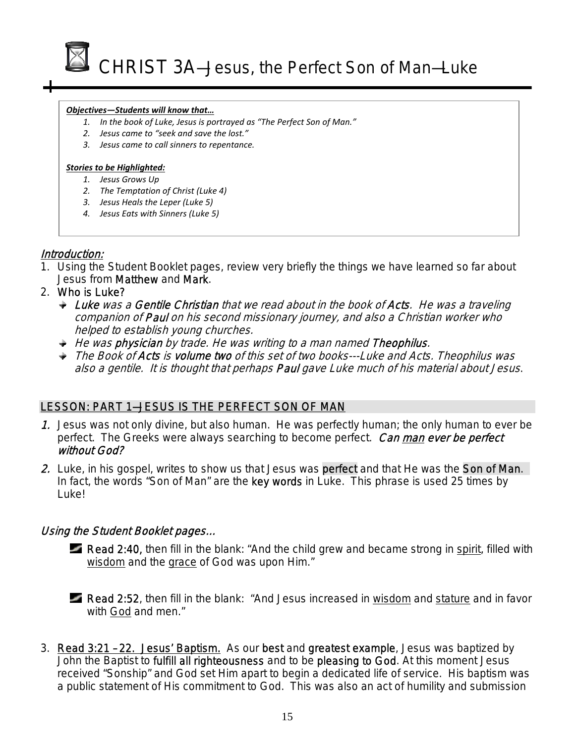# CHRIST 3A—Jesus, the Perfect Son of Man—Luke

***Objectives—Students will know that…***

1. *In the book of Luke, Jesus is portrayed as "The Perfect Son of Man."*
2. *Jesus came to "seek and save the lost."*
3. *Jesus came to call sinners to repentance.*

***Stories to be Highlighted:***

1. *Jesus Grows Up*
2. *The Temptation of Christ (Luke 4)*
3. *Jesus Heals the Leper (Luke 5)*
4. *Jesus Eats with Sinners (Luke 5)*

## *Introduction:*

1. Using the Student Booklet pages, review very briefly the things we have learned so far about Jesus from Matthew and Mark.
2. Who is Luke?
   - *Luke was a Gentile Christian that we read about in the book of Acts. He was a traveling companion of Paul on his second missionary journey, and also a Christian worker who helped to establish young churches.*
   - *He was physician by trade. He was writing to a man named Theophilus.*
   - *The Book of Acts is volume two of this set of two books---Luke and Acts. Theophilus was also a gentile. It is thought that perhaps Paul gave Luke much of his material about Jesus.*

## LESSON: PART 1—JESUS IS THE PERFECT SON OF MAN

1. Jesus was not only divine, but also human. He was perfectly human; the only human to ever be perfect. The Greeks were always searching to become perfect. *Can man ever be perfect without God?*
2. Luke, in his gospel, writes to show us that Jesus was perfect and that He was the Son of Man. In fact, the words "Son of Man" are the key words in Luke. This phrase is used 25 times by Luke!

### *Using the Student Booklet pages…*

- Read 2:40, then fill in the blank: "And the child grew and became strong in spirit, filled with wisdom and the grace of God was upon Him."

- Read 2:52, then fill in the blank: "And Jesus increased in wisdom and stature and in favor with God and men."

3. Read 3:21 – 22. Jesus' Baptism. As our best and greatest example, Jesus was baptized by John the Baptist to fulfill all righteousness and to be pleasing to God. At this moment Jesus received "Sonship" and God set Him apart to begin a dedicated life of service. His baptism was a public statement of His commitment to God. This was also an act of humility and submission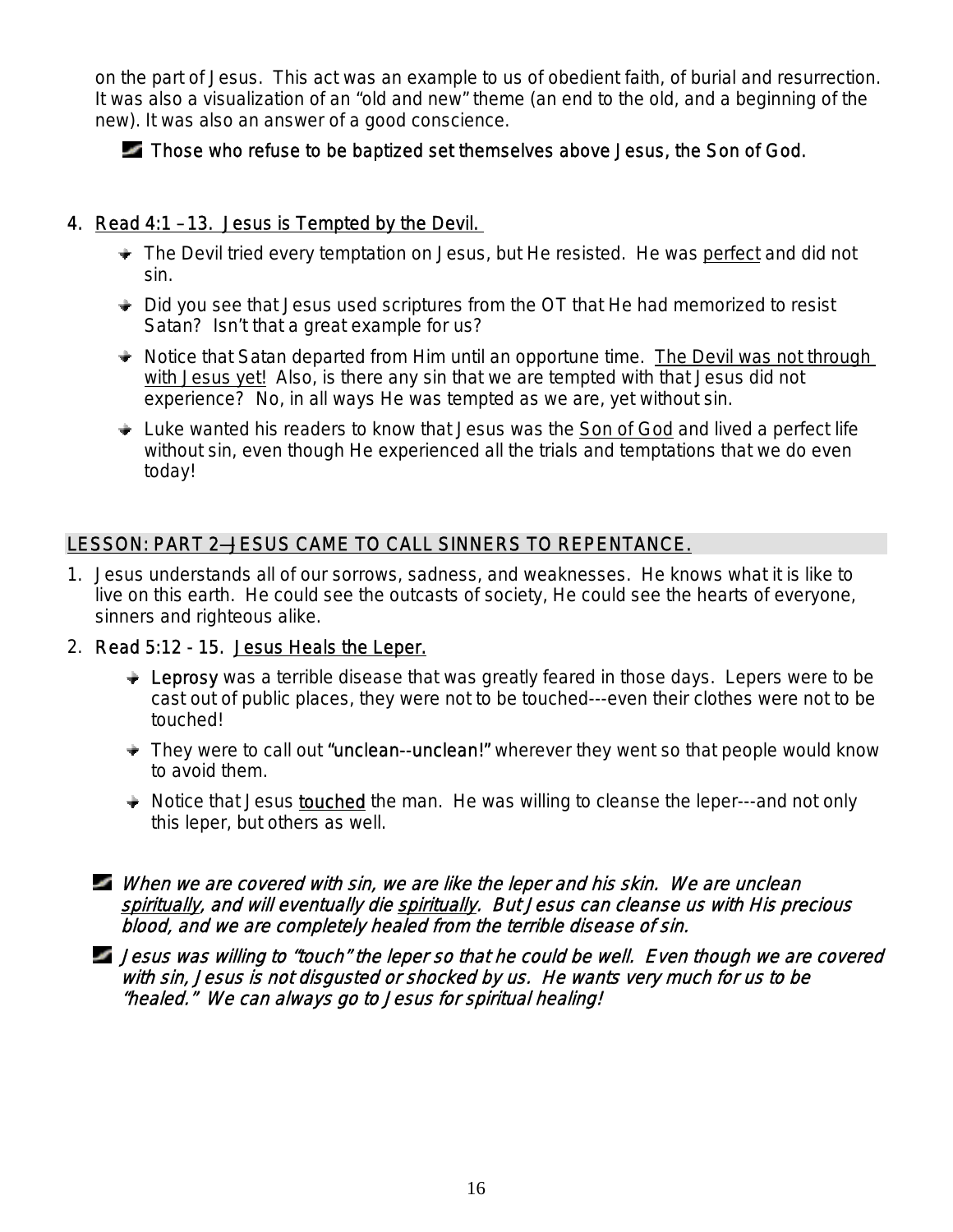on the part of Jesus. This act was an example to us of obedient faith, of burial and resurrection. It was also a visualization of an "old and new" theme (an end to the old, and a beginning of the new). It was also an answer of a good conscience.

- Those who refuse to be baptized set themselves above Jesus, the Son of God.

4. Read 4:1 –13. Jesus is Tempted by the Devil.
   - The Devil tried every temptation on Jesus, but He resisted. He was perfect and did not sin.
   - Did you see that Jesus used scriptures from the OT that He had memorized to resist Satan? Isn't that a great example for us?
   - Notice that Satan departed from Him until an opportune time. The Devil was not through with Jesus yet! Also, is there any sin that we are tempted with that Jesus did not experience? No, in all ways He was tempted as we are, yet without sin.
   - Luke wanted his readers to know that Jesus was the Son of God and lived a perfect life without sin, even though He experienced all the trials and temptations that we do even today!

## LESSON: PART 2—JESUS CAME TO CALL SINNERS TO REPENTANCE.

1. Jesus understands all of our sorrows, sadness, and weaknesses. He knows what it is like to live on this earth. He could see the outcasts of society, He could see the hearts of everyone, sinners and righteous alike.
2. Read 5:12 - 15. Jesus Heals the Leper.
   - Leprosy was a terrible disease that was greatly feared in those days. Lepers were to be cast out of public places, they were not to be touched---even their clothes were not to be touched!
   - They were to call out "unclean--unclean!" wherever they went so that people would know to avoid them.
   - Notice that Jesus touched the man. He was willing to cleanse the leper---and not only this leper, but others as well.

- *When we are covered with sin, we are like the leper and his skin. We are unclean spiritually, and will eventually die spiritually. But Jesus can cleanse us with His precious blood, and we are completely healed from the terrible disease of sin.*
- *Jesus was willing to "touch" the leper so that he could be well. Even though we are covered with sin, Jesus is not disgusted or shocked by us. He wants very much for us to be "healed." We can always go to Jesus for spiritual healing!*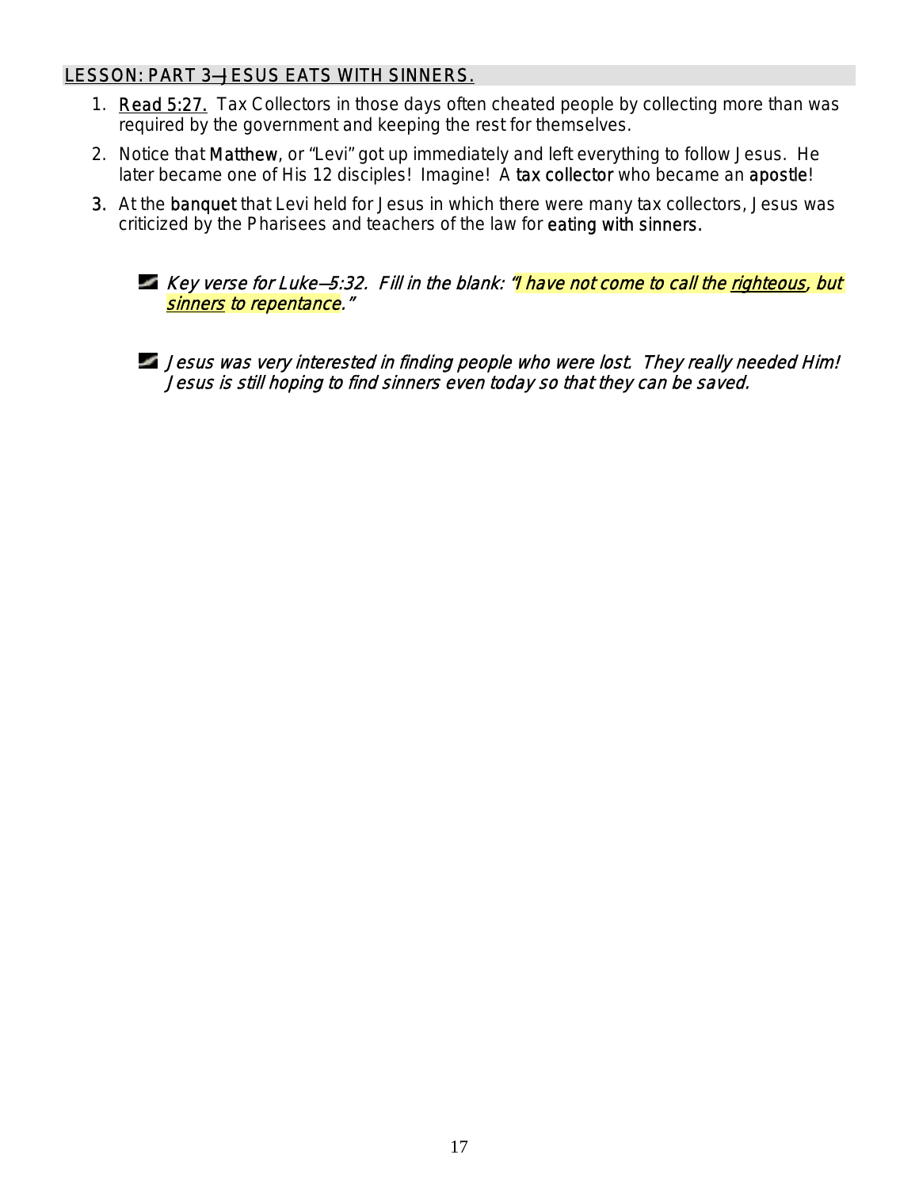## LESSON: PART 3—JESUS EATS WITH SINNERS.

1. Read 5:27. Tax Collectors in those days often cheated people by collecting more than was required by the government and keeping the rest for themselves.
2. Notice that Matthew, or "Levi" got up immediately and left everything to follow Jesus. He later became one of His 12 disciples! Imagine! A tax collector who became an apostle!
3. At the banquet that Levi held for Jesus in which there were many tax collectors, Jesus was criticized by the Pharisees and teachers of the law for eating with sinners.

- *Key verse for Luke—5:32. Fill in the blank: "I have not come to call the righteous, but sinners to repentance."*

- *Jesus was very interested in finding people who were lost. They really needed Him! Jesus is still hoping to find sinners even today so that they can be saved.*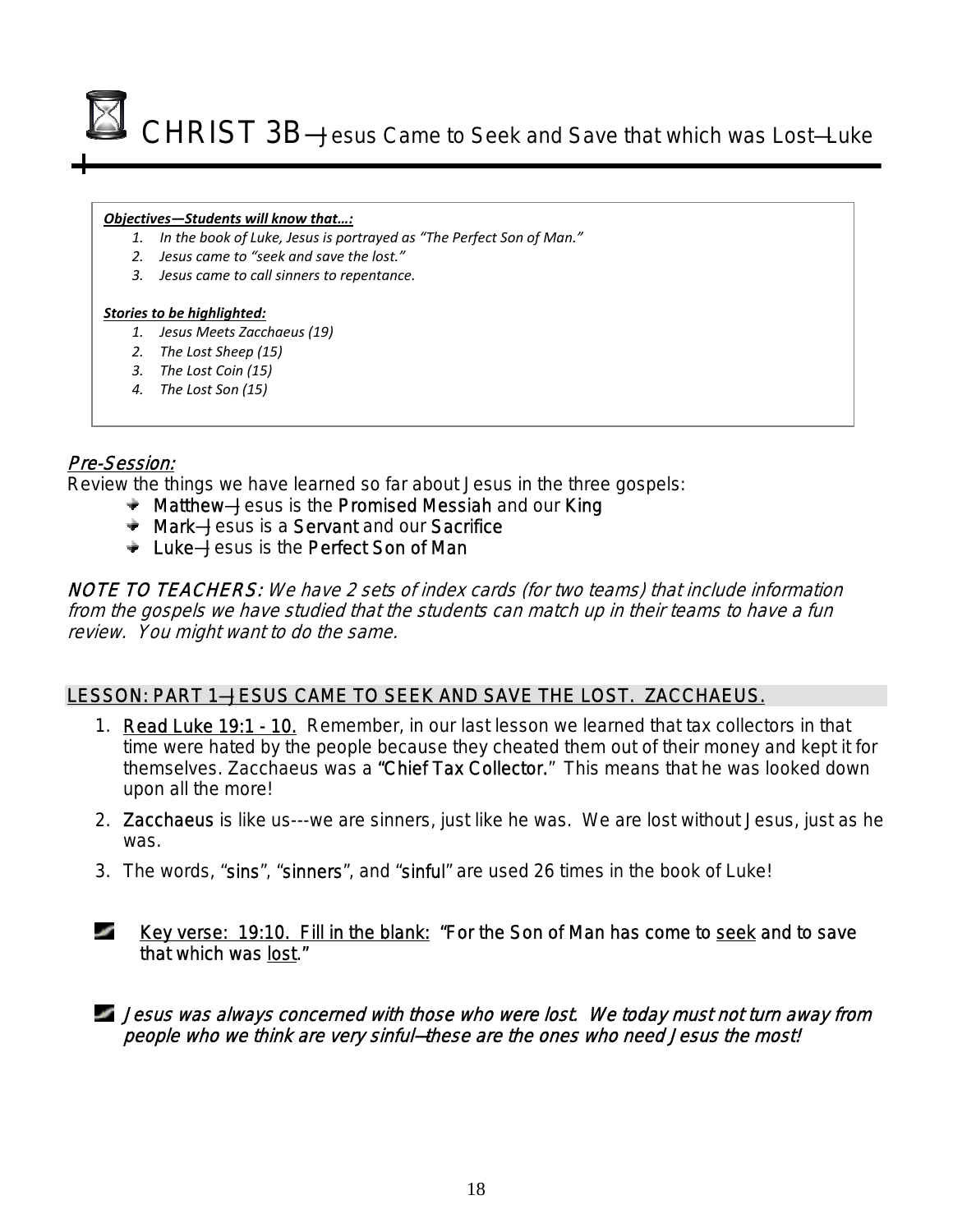# CHRIST 3B—Jesus Came to Seek and Save that which was Lost—Luke

***Objectives—Students will know that…:***

1. *In the book of Luke, Jesus is portrayed as "The Perfect Son of Man."*
2. *Jesus came to "seek and save the lost."*
3. *Jesus came to call sinners to repentance.*

***Stories to be highlighted:***

1. *Jesus Meets Zacchaeus (19)*
2. *The Lost Sheep (15)*
3. *The Lost Coin (15)*
4. *The Lost Son (15)*

## *Pre-Session:*

Review the things we have learned so far about Jesus in the three gospels:

- **Matthew**—Jesus is the **Promised Messiah** and our **King**
- **Mark**—Jesus is a **Servant** and our **Sacrifice**
- **Luke**—Jesus is the **Perfect Son of Man**

*NOTE TO TEACHERS: We have 2 sets of index cards (for two teams) that include information from the gospels we have studied that the students can match up in their teams to have a fun review. You might want to do the same.*

## LESSON: PART 1—JESUS CAME TO SEEK AND SAVE THE LOST. ZACCHAEUS.

1. Read Luke 19:1 - 10. Remember, in our last lesson we learned that tax collectors in that time were hated by the people because they cheated them out of their money and kept it for themselves. Zacchaeus was a **"Chief Tax Collector."** This means that he was looked down upon all the more!
2. **Zacchaeus** is like us---we are sinners, just like he was. We are lost without Jesus, just as he was.
3. The words, "**sins**", "**sinners**", and "**sinful**" are used 26 times in the book of Luke!

Key verse: 19:10. Fill in the blank: **"For the Son of Man has come to seek and to save that which was lost."**

***Jesus was always concerned with those who were lost. We today must not turn away from people who we think are very sinful—these are the ones who need Jesus the most!***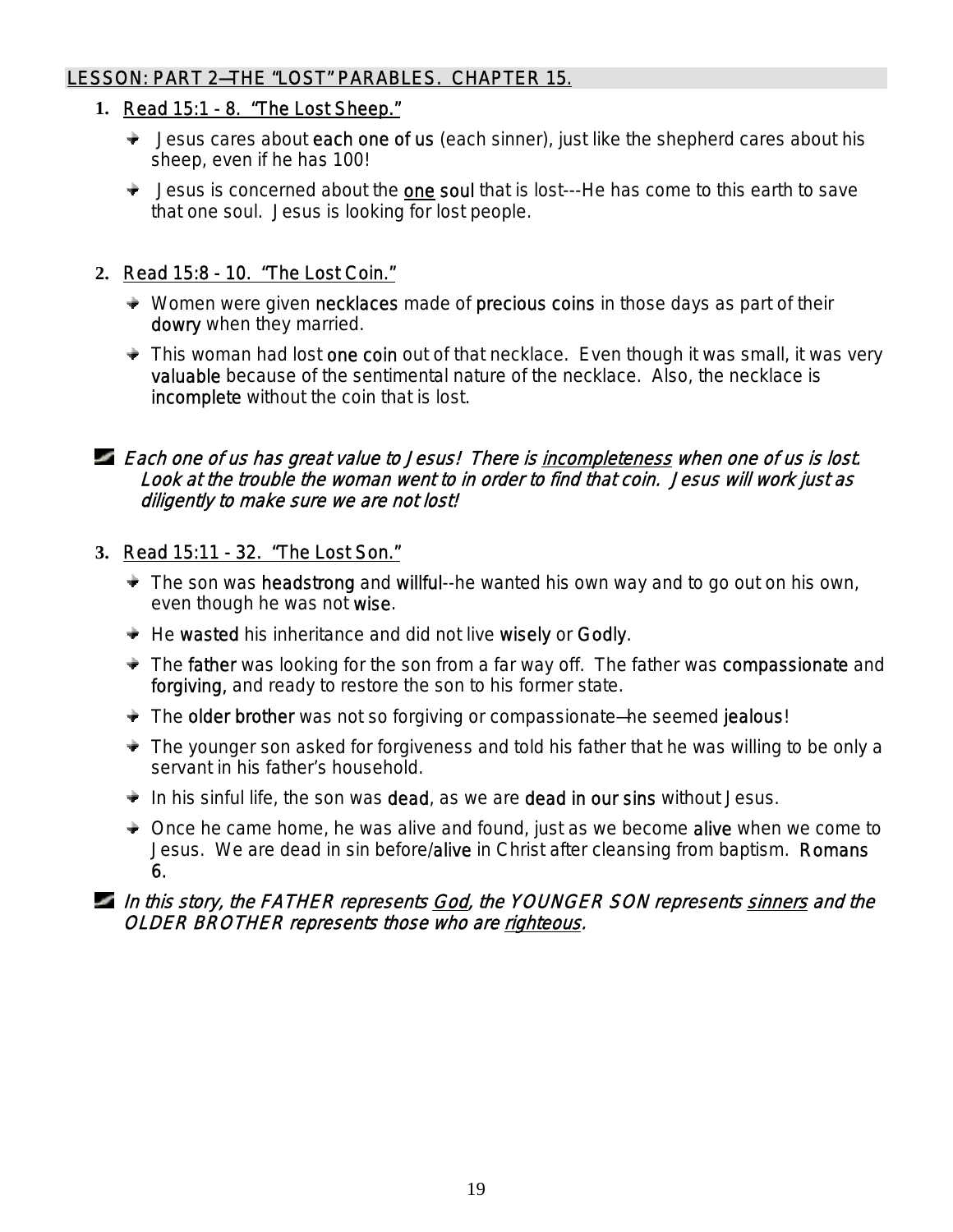## LESSON: PART 2—THE "LOST" PARABLES. CHAPTER 15.

1. Read 15:1 - 8. "The Lost Sheep."
   - Jesus cares about **each one of us** (each sinner), just like the shepherd cares about his sheep, even if he has 100!
   - Jesus is concerned about the **one soul** that is lost---He has come to this earth to save that one soul. Jesus is looking for lost people.

2. Read 15:8 - 10. "The Lost Coin."
   - Women were given **necklaces** made of **precious coins** in those days as part of their **dowry** when they married.
   - This woman had lost **one coin** out of that necklace. Even though it was small, it was very **valuable** because of the sentimental nature of the necklace. Also, the necklace is **incomplete** without the coin that is lost.

*Each one of us has great value to Jesus! There is incompleteness when one of us is lost. Look at the trouble the woman went to in order to find that coin. Jesus will work just as diligently to make sure we are not lost!*

3. Read 15:11 - 32. "The Lost Son."
   - The son was **headstrong** and **willful**--he wanted his own way and to go out on his own, even though he was not **wise**.
   - He **wasted** his inheritance and did not live **wisely** or **Godly**.
   - The **father** was looking for the son from a far way off. The father was **compassionate** and **forgiving**, and ready to restore the son to his former state.
   - The **older brother** was not so forgiving or compassionate—he seemed **jealous**!
   - The younger son asked for forgiveness and told his father that he was willing to be only a servant in his father's household.
   - In his sinful life, the son was **dead**, as we are **dead in our sins** without Jesus.
   - Once he came home, he was alive and found, just as we become **alive** when we come to Jesus. We are dead in sin before/**alive** in Christ after cleansing from baptism. **Romans 6.**

*In this story, the FATHER represents God, the YOUNGER SON represents sinners and the OLDER BROTHER represents those who are righteous.*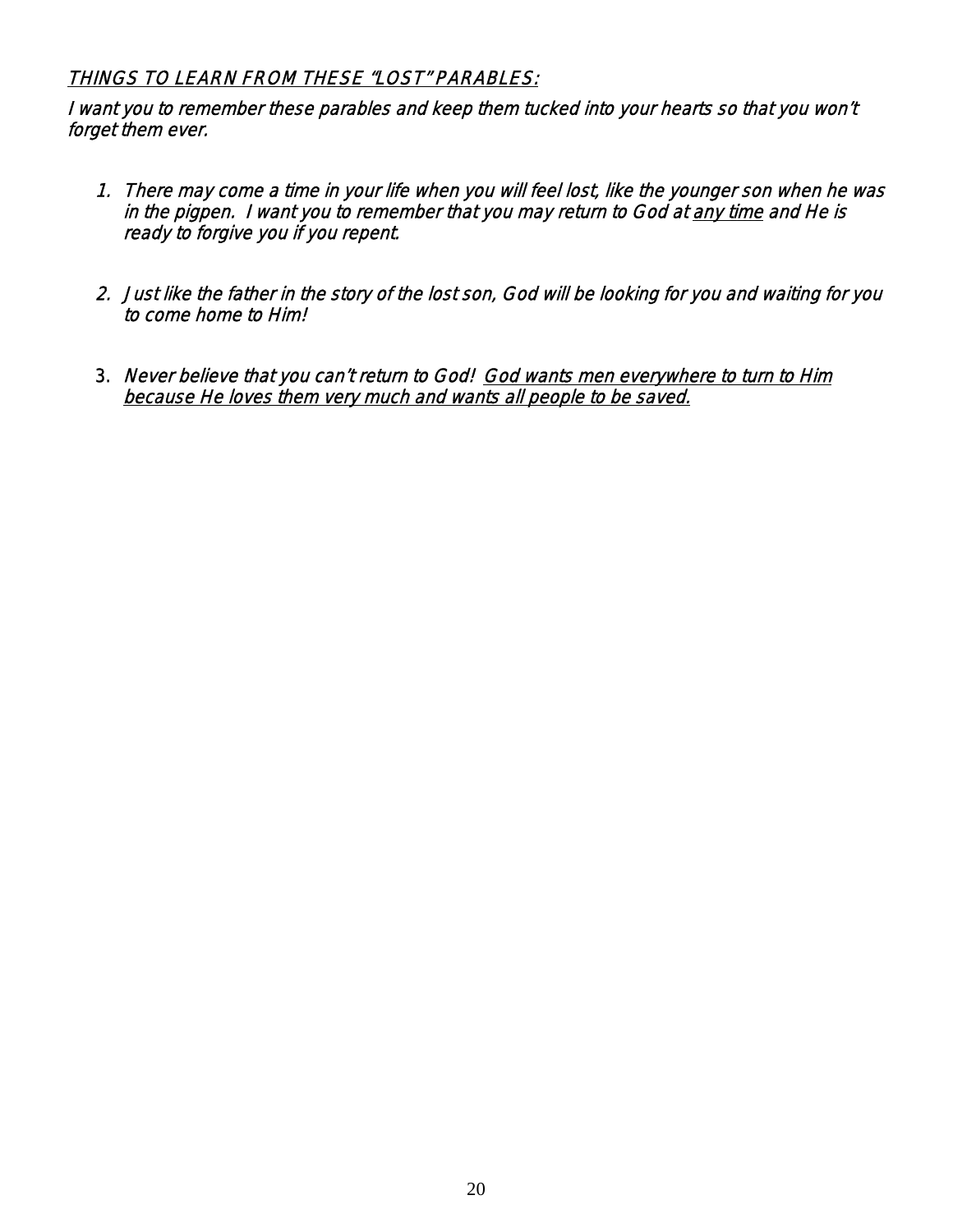## *<u>THINGS TO LEARN FROM THESE "LOST" PARABLES:</u>*

*I want you to remember these parables and keep them tucked into your hearts so that you won't forget them ever.*

1. *There may come a time in your life when you will feel lost, like the younger son when he was in the pigpen. I want you to remember that you may return to God at <u>any time</u> and He is ready to forgive you if you repent.*

2. *Just like the father in the story of the lost son, God will be looking for you and waiting for you to come home to Him!*

3. *Never believe that you can't return to God! <u>God wants men everywhere to turn to Him because He loves them very much and wants all people to be saved.</u>*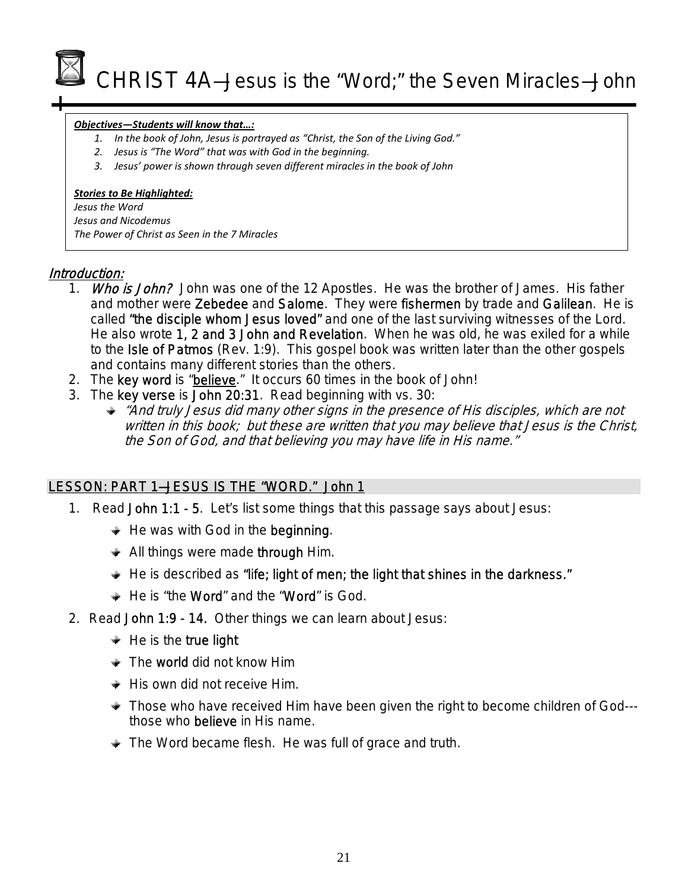# CHRIST 4A—Jesus is the "Word;" the Seven Miracles—John

***Objectives—Students will know that…:***

1. *In the book of John, Jesus is portrayed as "Christ, the Son of the Living God."*
2. *Jesus is "The Word" that was with God in the beginning.*
3. *Jesus' power is shown through seven different miracles in the book of John*

***Stories to Be Highlighted:***

*Jesus the Word*
*Jesus and Nicodemus*
*The Power of Christ as Seen in the 7 Miracles*

## *Introduction:*

1. *Who is John?* John was one of the 12 Apostles. He was the brother of James. His father and mother were Zebedee and Salome. They were fishermen by trade and Galilean. He is called "the disciple whom Jesus loved" and one of the last surviving witnesses of the Lord. He also wrote 1, 2 and 3 John and Revelation. When he was old, he was exiled for a while to the Isle of Patmos (Rev. 1:9). This gospel book was written later than the other gospels and contains many different stories than the others.
2. The key word is "believe." It occurs 60 times in the book of John!
3. The key verse is John 20:31. Read beginning with vs. 30:
   - *"And truly Jesus did many other signs in the presence of His disciples, which are not written in this book; but these are written that you may believe that Jesus is the Christ, the Son of God, and that believing you may have life in His name."*

## LESSON: PART 1—JESUS IS THE "WORD." John 1

1. Read John 1:1 - 5. Let's list some things that this passage says about Jesus:
   - He was with God in the beginning.
   - All things were made through Him.
   - He is described as "life; light of men; the light that shines in the darkness."
   - He is "the Word" and the "Word" is God.
2. Read John 1:9 - 14. Other things we can learn about Jesus:
   - He is the true light
   - The world did not know Him
   - His own did not receive Him.
   - Those who have received Him have been given the right to become children of God---those who believe in His name.
   - The Word became flesh. He was full of grace and truth.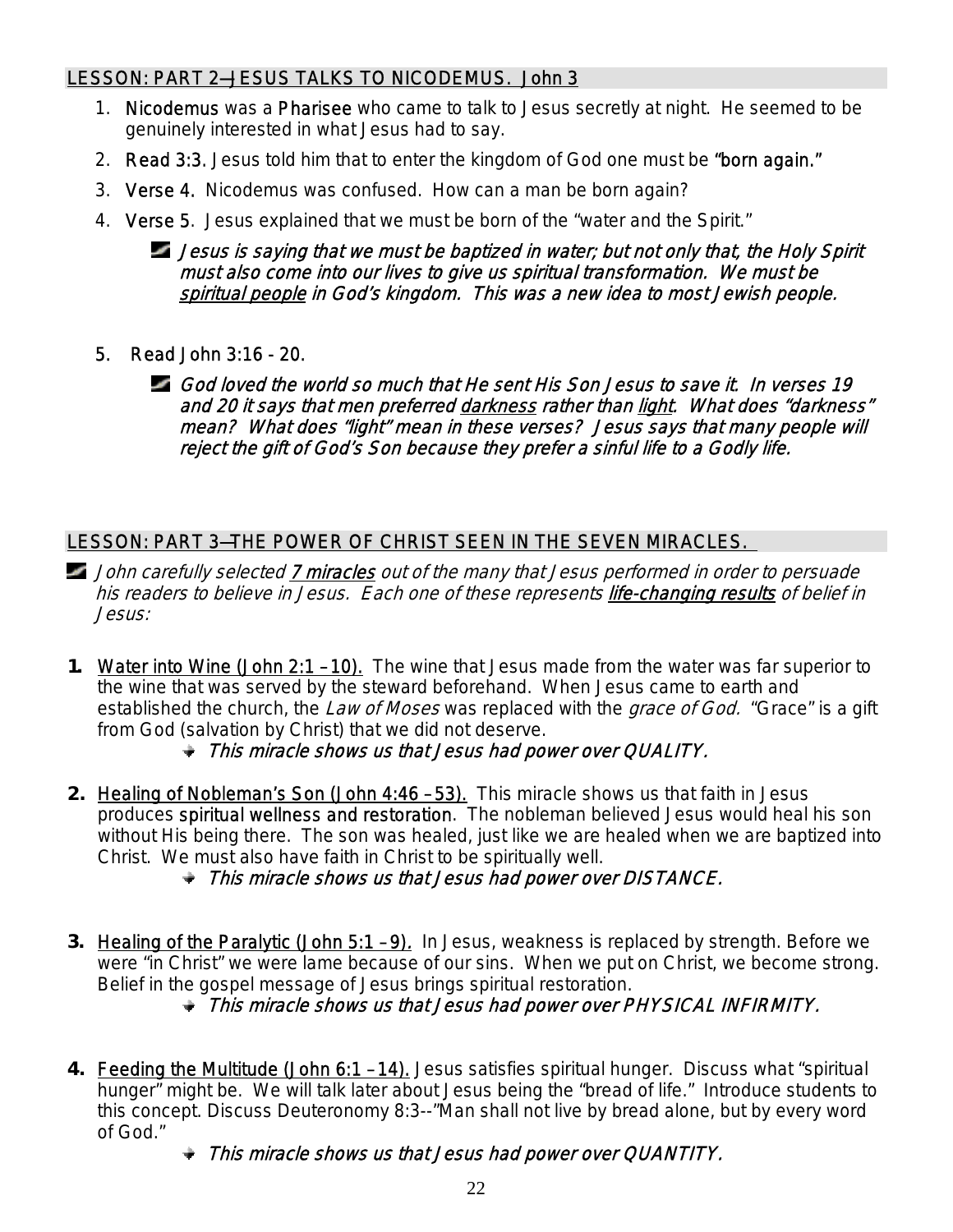## LESSON: PART 2—JESUS TALKS TO NICODEMUS. John 3

1. **Nicodemus** was a **Pharisee** who came to talk to Jesus secretly at night. He seemed to be genuinely interested in what Jesus had to say.
2. **Read 3:3.** Jesus told him that to enter the kingdom of God one must be **"born again."**
3. **Verse 4.** Nicodemus was confused. How can a man be born again?
4. **Verse 5**. Jesus explained that we must be born of the "water and the Spirit."
   - *Jesus is saying that we must be baptized in water; but not only that, the Holy Spirit must also come into our lives to give us spiritual transformation. We must be <u>spiritual people</u> in God's kingdom. This was a new idea to most Jewish people.*
5. **Read John 3:16 - 20.**
   - *God loved the world so much that He sent His Son Jesus to save it. In verses 19 and 20 it says that men preferred <u>darkness</u> rather than <u>light</u>. What does "darkness" mean? What does "light" mean in these verses? Jesus says that many people will reject the gift of God's Son because they prefer a sinful life to a Godly life.*

## LESSON: PART 3—THE POWER OF CHRIST SEEN IN THE SEVEN MIRACLES.

*John carefully selected <u>7 miracles</u> out of the many that Jesus performed in order to persuade his readers to believe in Jesus. Each one of these represents <u>life-changing results</u> of belief in Jesus:*

**1.** <u>Water into Wine (John 2:1 –10).</u> The wine that Jesus made from the water was far superior to the wine that was served by the steward beforehand. When Jesus came to earth and established the church, the *Law of Moses* was replaced with the *grace of God.* "Grace" is a gift from God (salvation by Christ) that we did not deserve.

- *This miracle shows us that Jesus had power over QUALITY.*

**2.** <u>Healing of Nobleman's Son (John 4:46 –53).</u> This miracle shows us that faith in Jesus produces **spiritual wellness and restoration**. The nobleman believed Jesus would heal his son without His being there. The son was healed, just like we are healed when we are baptized into Christ. We must also have faith in Christ to be spiritually well.

- *This miracle shows us that Jesus had power over DISTANCE.*

**3.** <u>Healing of the Paralytic (John 5:1 –9)</u>. In Jesus, weakness is replaced by strength. Before we were "in Christ" we were lame because of our sins. When we put on Christ, we become strong. Belief in the gospel message of Jesus brings spiritual restoration.

- *This miracle shows us that Jesus had power over PHYSICAL INFIRMITY.*

**4.** <u>Feeding the Multitude (John 6:1 –14).</u> Jesus satisfies spiritual hunger. Discuss what "spiritual hunger" might be. We will talk later about Jesus being the "bread of life." Introduce students to this concept. Discuss Deuteronomy 8:3--"Man shall not live by bread alone, but by every word of God."

- *This miracle shows us that Jesus had power over QUANTITY.*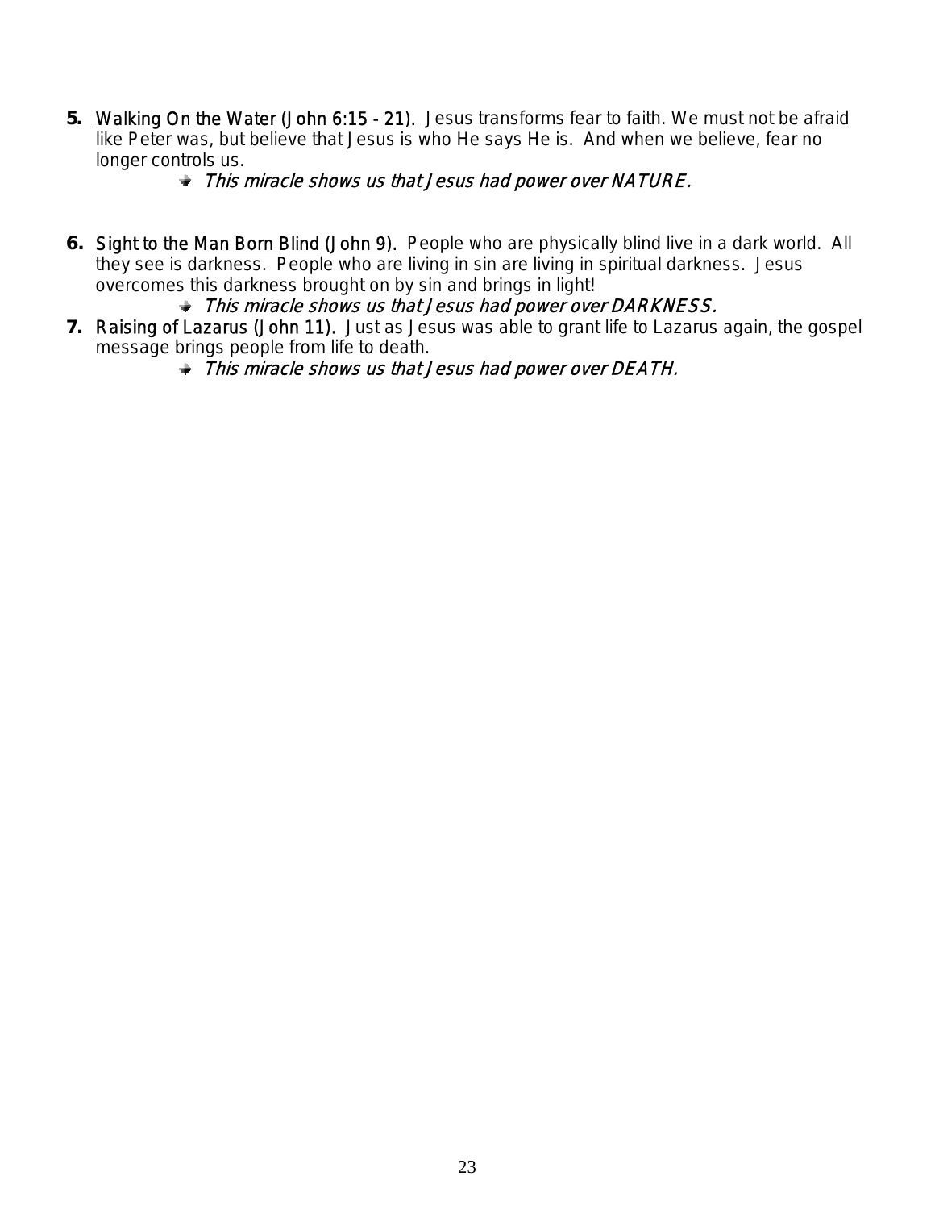5. <u>Walking On the Water (John 6:15 - 21).</u> Jesus transforms fear to faith. We must not be afraid like Peter was, but believe that Jesus is who He says He is. And when we believe, fear no longer controls us.
   - *This miracle shows us that Jesus had power over NATURE.*

6. <u>Sight to the Man Born Blind (John 9).</u> People who are physically blind live in a dark world. All they see is darkness. People who are living in sin are living in spiritual darkness. Jesus overcomes this darkness brought on by sin and brings in light!
   - *This miracle shows us that Jesus had power over DARKNESS.*

7. <u>Raising of Lazarus (John 11).</u> Just as Jesus was able to grant life to Lazarus again, the gospel message brings people from life to death.
   - *This miracle shows us that Jesus had power over DEATH.*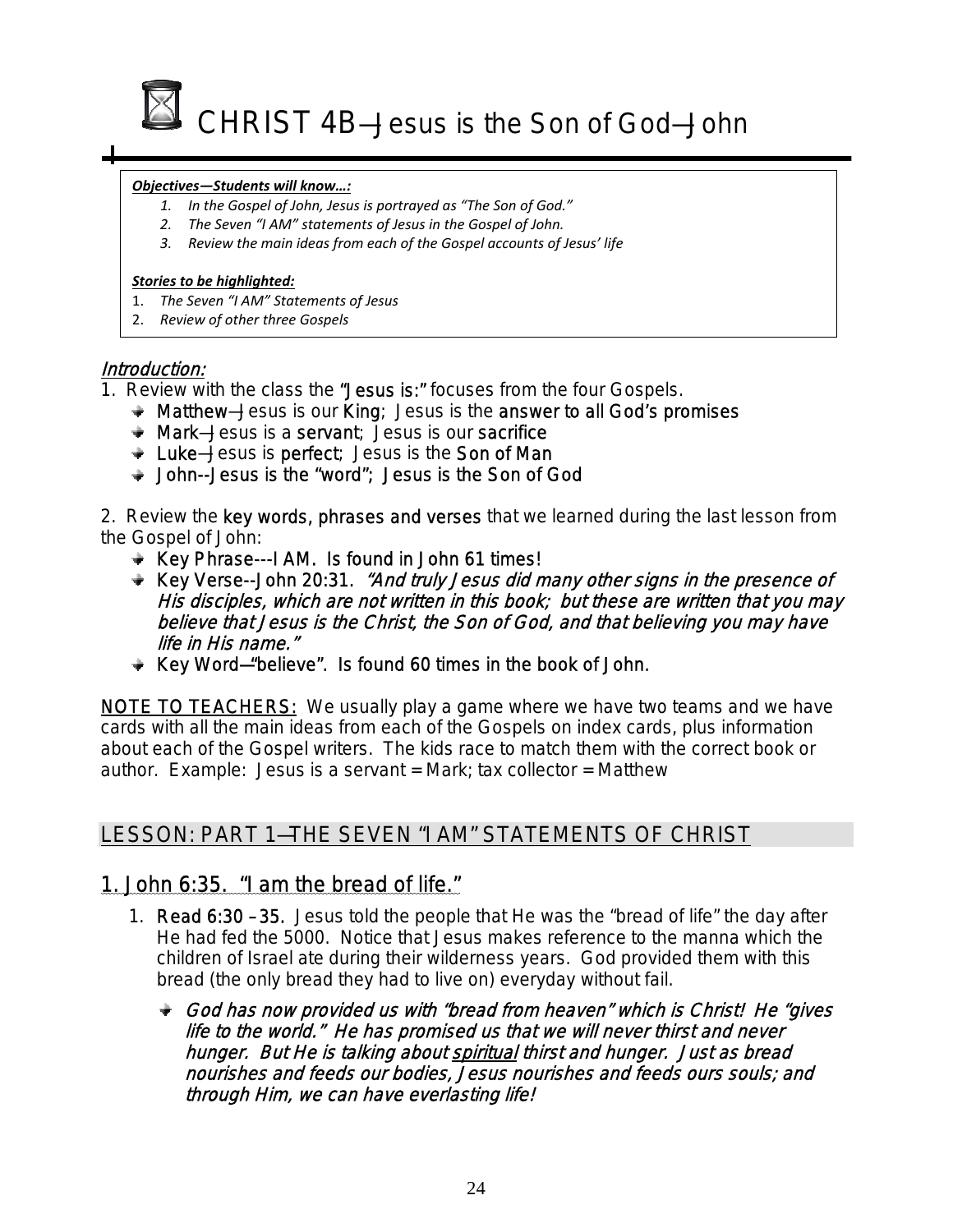# CHRIST 4B—Jesus is the Son of God—John

***Objectives—Students will know…:***

1. *In the Gospel of John, Jesus is portrayed as "The Son of God."*
2. *The Seven "I AM" statements of Jesus in the Gospel of John.*
3. *Review the main ideas from each of the Gospel accounts of Jesus' life*

***Stories to be highlighted:***

1. *The Seven "I AM" Statements of Jesus*
2. *Review of other three Gospels*

## *Introduction:*

1. Review with the class the **"Jesus is:"** focuses from the four Gospels.
   - **Matthew**—Jesus is our **King**; Jesus is the **answer to all God's promises**
   - **Mark**—Jesus is a **servant**; Jesus is our **sacrifice**
   - **Luke**—Jesus is **perfect**; Jesus is the **Son of Man**
   - **John--Jesus is the "word"; Jesus is the Son of God**

2. Review the **key words, phrases and verses** that we learned during the last lesson from the Gospel of John:
   - **Key Phrase---I AM. Is found in John 61 times!**
   - **Key Verse--John 20:31.** ***"And truly Jesus did many other signs in the presence of His disciples, which are not written in this book; but these are written that you may believe that Jesus is the Christ, the Son of God, and that believing you may have life in His name."***
   - **Key Word—"believe". Is found 60 times in the book of John.**

NOTE TO TEACHERS: We usually play a game where we have two teams and we have cards with all the main ideas from each of the Gospels on index cards, plus information about each of the Gospel writers. The kids race to match them with the correct book or author. Example: Jesus is a servant = Mark; tax collector = Matthew

## LESSON: PART 1—THE SEVEN "I AM" STATEMENTS OF CHRIST

### 1. John 6:35. "I am the bread of life."

1. **Read 6:30 – 35.** Jesus told the people that He was the "bread of life" the day after He had fed the 5000. Notice that Jesus makes reference to the manna which the children of Israel ate during their wilderness years. God provided them with this bread (the only bread they had to live on) everyday without fail.
   - ***God has now provided us with "bread from heaven" which is Christ! He "gives life to the world." He has promised us that we will never thirst and never hunger. But He is talking about spiritual thirst and hunger. Just as bread nourishes and feeds our bodies, Jesus nourishes and feeds ours souls; and through Him, we can have everlasting life!***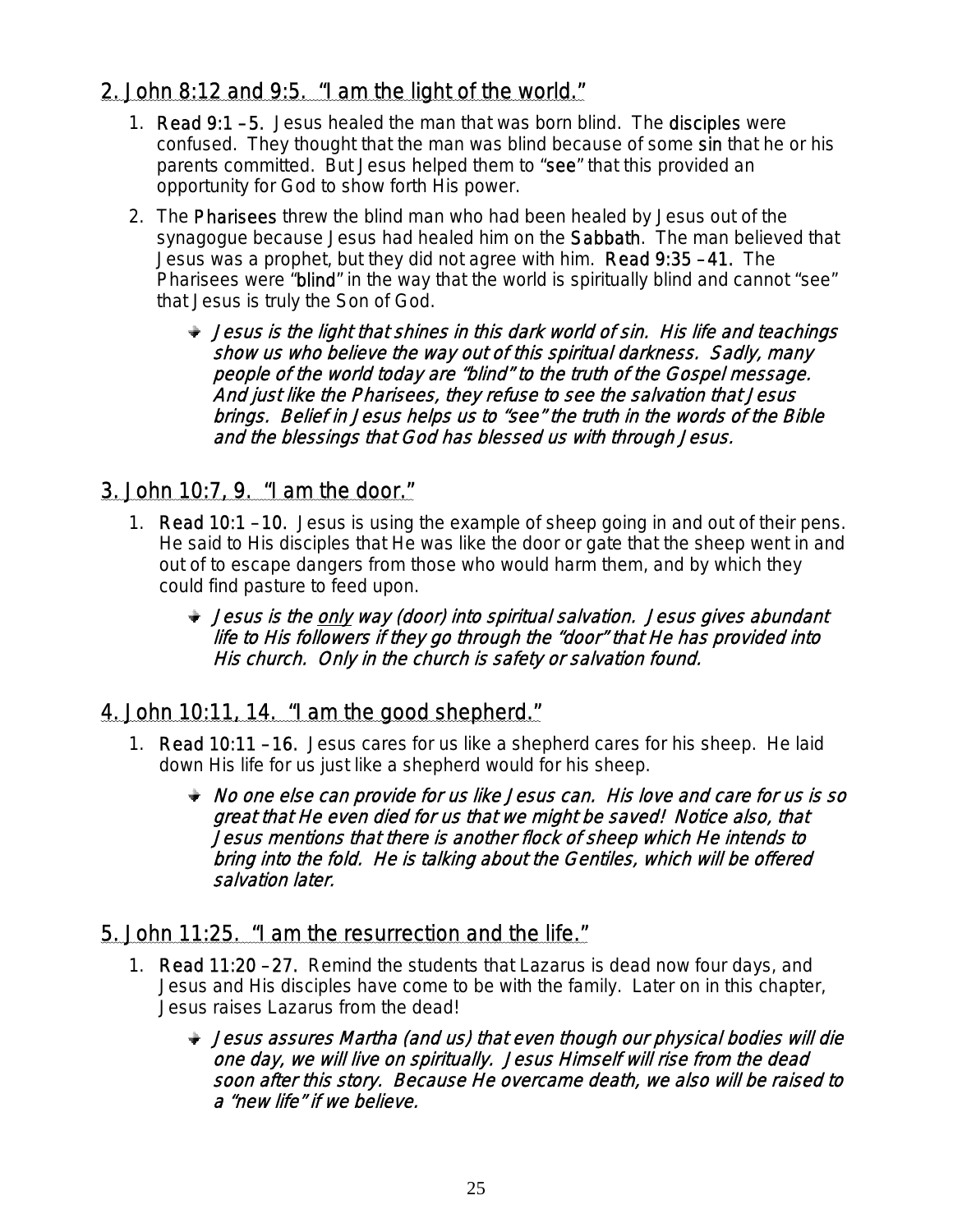## 2. John 8:12 and 9:5. "I am the light of the world."

1. **Read 9:1 – 5.** Jesus healed the man that was born blind. The **disciples** were confused. They thought that the man was blind because of some **sin** that he or his parents committed. But Jesus helped them to "**see**" that this provided an opportunity for God to show forth His power.
2. The **Pharisees** threw the blind man who had been healed by Jesus out of the synagogue because Jesus had healed him on the **Sabbath**. The man believed that Jesus was a prophet, but they did not agree with him. **Read 9:35 – 41.** The Pharisees were "**blind**" in the way that the world is spiritually blind and cannot "see" that Jesus is truly the Son of God.
   - *Jesus is the light that shines in this dark world of sin. His life and teachings show us who believe the way out of this spiritual darkness. Sadly, many people of the world today are "blind" to the truth of the Gospel message. And just like the Pharisees, they refuse to see the salvation that Jesus brings. Belief in Jesus helps us to "see" the truth in the words of the Bible and the blessings that God has blessed us with through Jesus.*

## 3. John 10:7, 9. "I am the door."

1. **Read 10:1 – 10.** Jesus is using the example of sheep going in and out of their pens. He said to His disciples that He was like the door or gate that the sheep went in and out of to escape dangers from those who would harm them, and by which they could find pasture to feed upon.
   - *Jesus is the only way (door) into spiritual salvation. Jesus gives abundant life to His followers if they go through the "door" that He has provided into His church. Only in the church is safety or salvation found.*

## 4. John 10:11, 14. "I am the good shepherd."

1. **Read 10:11 – 16.** Jesus cares for us like a shepherd cares for his sheep. He laid down His life for us just like a shepherd would for his sheep.
   - *No one else can provide for us like Jesus can. His love and care for us is so great that He even died for us that we might be saved! Notice also, that Jesus mentions that there is another flock of sheep which He intends to bring into the fold. He is talking about the Gentiles, which will be offered salvation later.*

## 5. John 11:25. "I am the resurrection and the life."

1. **Read 11:20 – 27.** Remind the students that Lazarus is dead now four days, and Jesus and His disciples have come to be with the family. Later on in this chapter, Jesus raises Lazarus from the dead!
   - *Jesus assures Martha (and us) that even though our physical bodies will die one day, we will live on spiritually. Jesus Himself will rise from the dead soon after this story. Because He overcame death, we also will be raised to a "new life" if we believe.*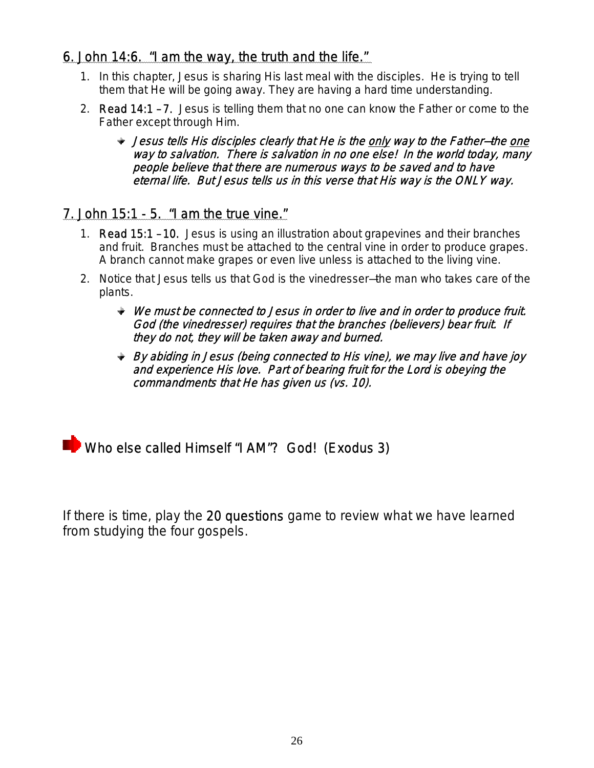## 6. John 14:6. "I am the way, the truth and the life."

1. In this chapter, Jesus is sharing His last meal with the disciples. He is trying to tell them that He will be going away. They are having a hard time understanding.
2. Read 14:1 – 7. Jesus is telling them that no one can know the Father or come to the Father except through Him.
   - *Jesus tells His disciples clearly that He is the <u>only</u> way to the Father—the <u>one</u> way to salvation. There is salvation in no one else! In the world today, many people believe that there are numerous ways to be saved and to have eternal life. But Jesus tells us in this verse that His way is the ONLY way.*

## 7. John 15:1 - 5. "I am the true vine."

1. Read 15:1 – 10. Jesus is using an illustration about grapevines and their branches and fruit. Branches must be attached to the central vine in order to produce grapes. A branch cannot make grapes or even live unless is attached to the living vine.
2. Notice that Jesus tells us that God is the vinedresser—the man who takes care of the plants.
   - *We must be connected to Jesus in order to live and in order to produce fruit. God (the vinedresser) requires that the branches (believers) bear fruit. If they do not, they will be taken away and burned.*
   - *By abiding in Jesus (being connected to His vine), we may live and have joy and experience His love. Part of bearing fruit for the Lord is obeying the commandments that He has given us (vs. 10).*

Who else called Himself "I AM"? God! (Exodus 3)

If there is time, play the 20 questions game to review what we have learned from studying the four gospels.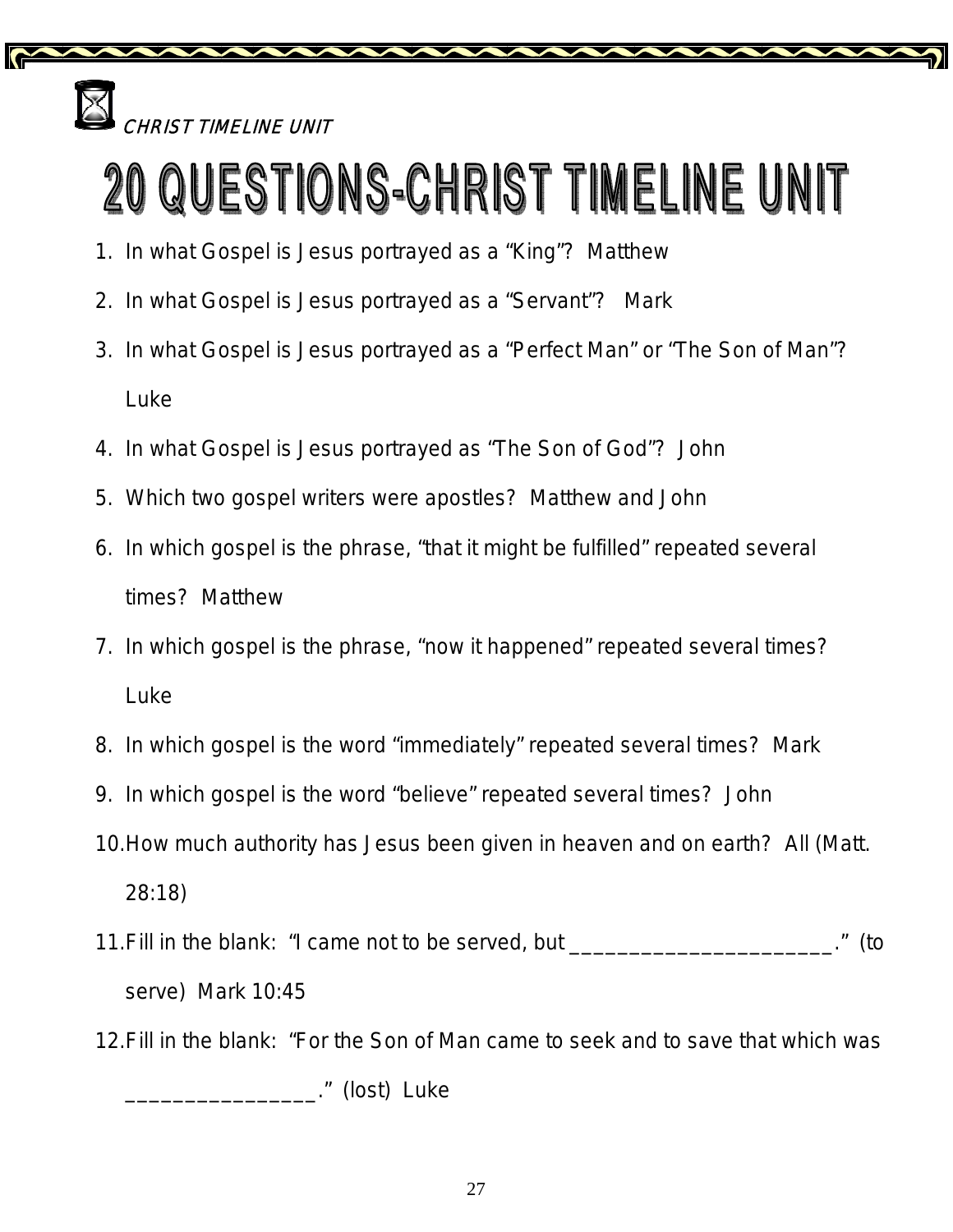CHRIST TIMELINE UNIT

# 20 QUESTIONS-CHRIST TIMELINE UNIT

1. In what Gospel is Jesus portrayed as a "King"? Matthew
2. In what Gospel is Jesus portrayed as a "Servant"? Mark
3. In what Gospel is Jesus portrayed as a "Perfect Man" or "The Son of Man"? Luke
4. In what Gospel is Jesus portrayed as "The Son of God"? John
5. Which two gospel writers were apostles? Matthew and John
6. In which gospel is the phrase, "that it might be fulfilled" repeated several times? Matthew
7. In which gospel is the phrase, "now it happened" repeated several times? Luke
8. In which gospel is the word "immediately" repeated several times? Mark
9. In which gospel is the word "believe" repeated several times? John
10. How much authority has Jesus been given in heaven and on earth? All (Matt. 28:18)
11. Fill in the blank: "I came not to be served, but ______________________." (to serve) Mark 10:45
12. Fill in the blank: "For the Son of Man came to seek and to save that which was ________________." (lost) Luke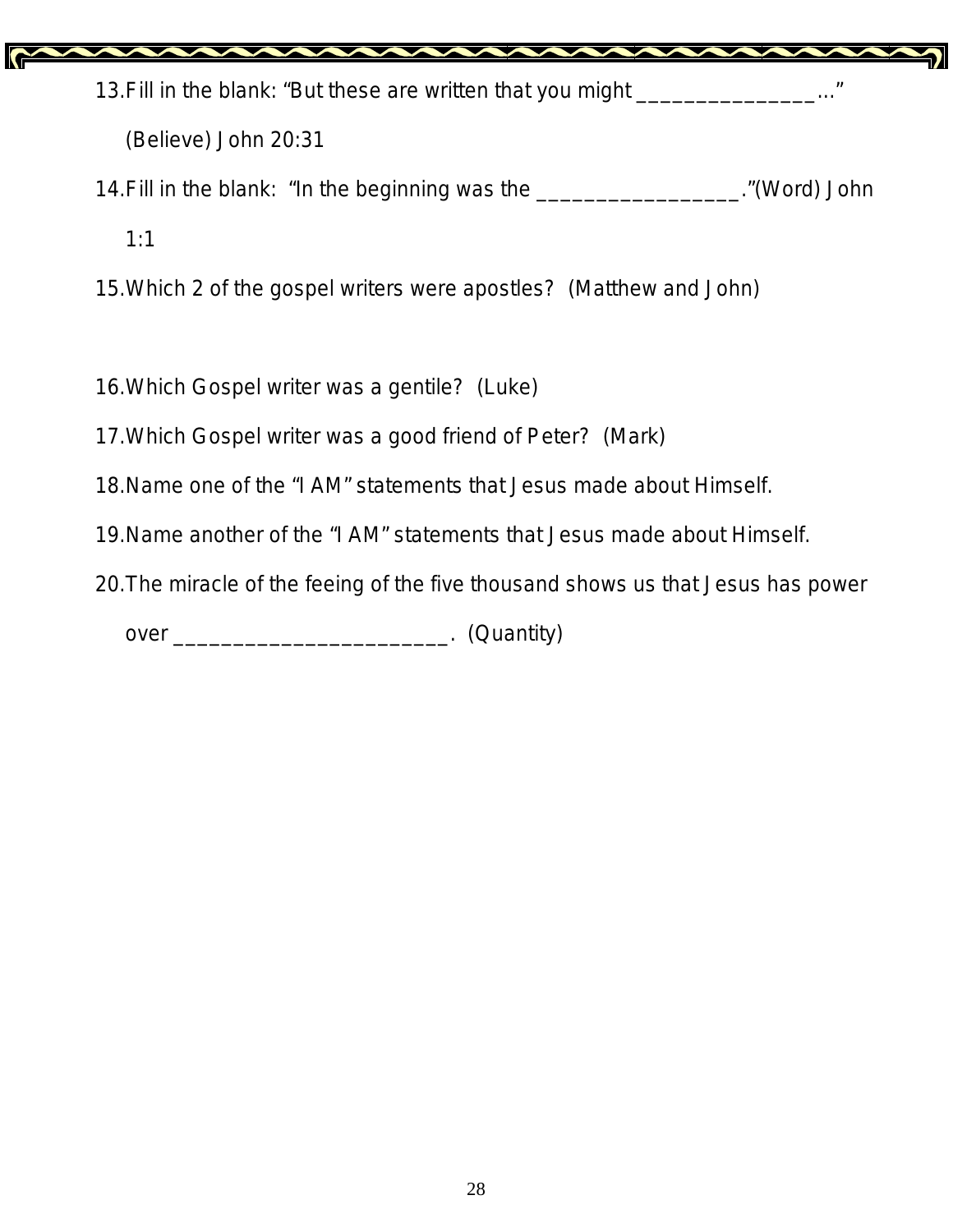13. Fill in the blank: "But these are written that you might _______________…" (Believe) John 20:31

14. Fill in the blank: "In the beginning was the _________________."(Word) John 1:1

15. Which 2 of the gospel writers were apostles? (Matthew and John)

16. Which Gospel writer was a gentile? (Luke)

17. Which Gospel writer was a good friend of Peter? (Mark)

18. Name one of the "I AM" statements that Jesus made about Himself.

19. Name another of the "I AM" statements that Jesus made about Himself.

20. The miracle of the feeing of the five thousand shows us that Jesus has power over ______________________. (Quantity)